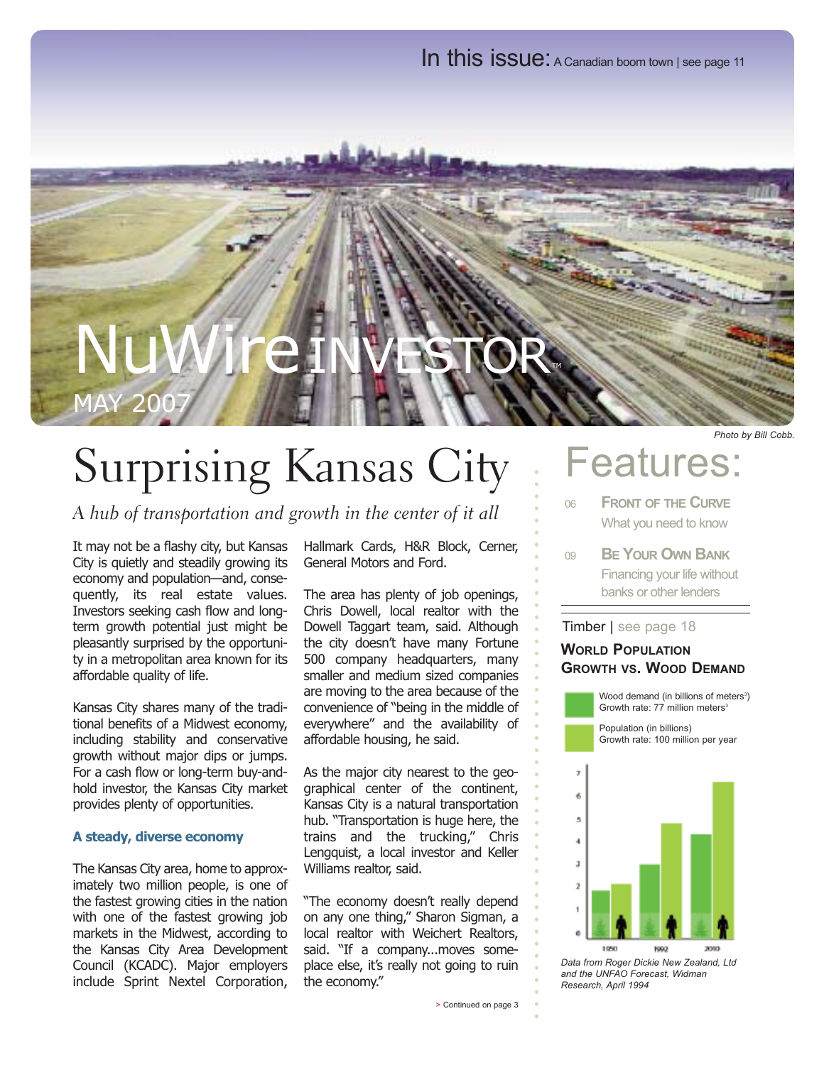In this issue: A Canadian boom town | see page 11

NuWire INVESTOR™

MAY 2007

*Photo by Bill Cobb.*

# Surprising Kansas City

*A hub of transportation and growth in the center of it all*

It may not be a flashy city, but Kansas City is quietly and steadily growing its economy and population—and, consequently, its real estate values. Investors seeking cash flow and long-term growth potential just might be pleasantly surprised by the opportunity in a metropolitan area known for its affordable quality of life.

Kansas City shares many of the traditional benefits of a Midwest economy, including stability and conservative growth without major dips or jumps. For a cash flow or long-term buy-and-hold investor, the Kansas City market provides plenty of opportunities.

### A steady, diverse economy

The Kansas City area, home to approximately two million people, is one of the fastest growing cities in the nation with one of the fastest growing job markets in the Midwest, according to the Kansas City Area Development Council (KCADC). Major employers include Sprint Nextel Corporation, Hallmark Cards, H&R Block, Cerner, General Motors and Ford.

The area has plenty of job openings, Chris Dowell, local realtor with the Dowell Taggart team, said. Although the city doesn't have many Fortune 500 company headquarters, many smaller and medium sized companies are moving to the area because of the convenience of "being in the middle of everywhere" and the availability of affordable housing, he said.

As the major city nearest to the geographical center of the continent, Kansas City is a natural transportation hub. "Transportation is huge here, the trains and the trucking," Chris Lengquist, a local investor and Keller Williams realtor, said.

"The economy doesn't really depend on any one thing," Sharon Sigman, a local realtor with Weichert Realtors, said. "If a company...moves someplace else, it's really not going to ruin the economy."

> Continued on page 3

# Features:

06 **FRONT OF THE CURVE**
What you need to know

09 **BE YOUR OWN BANK**
Financing your life without banks or other lenders

Timber | see page 18

### WORLD POPULATION GROWTH VS. WOOD DEMAND

Wood demand (in billions of meters$^3$)
Growth rate: 77 million meters$^3$

Population (in billions)
Growth rate: 100 million per year

*Data from Roger Dickie New Zealand, Ltd and the UNFAO Forecast, Widman Research, April 1994*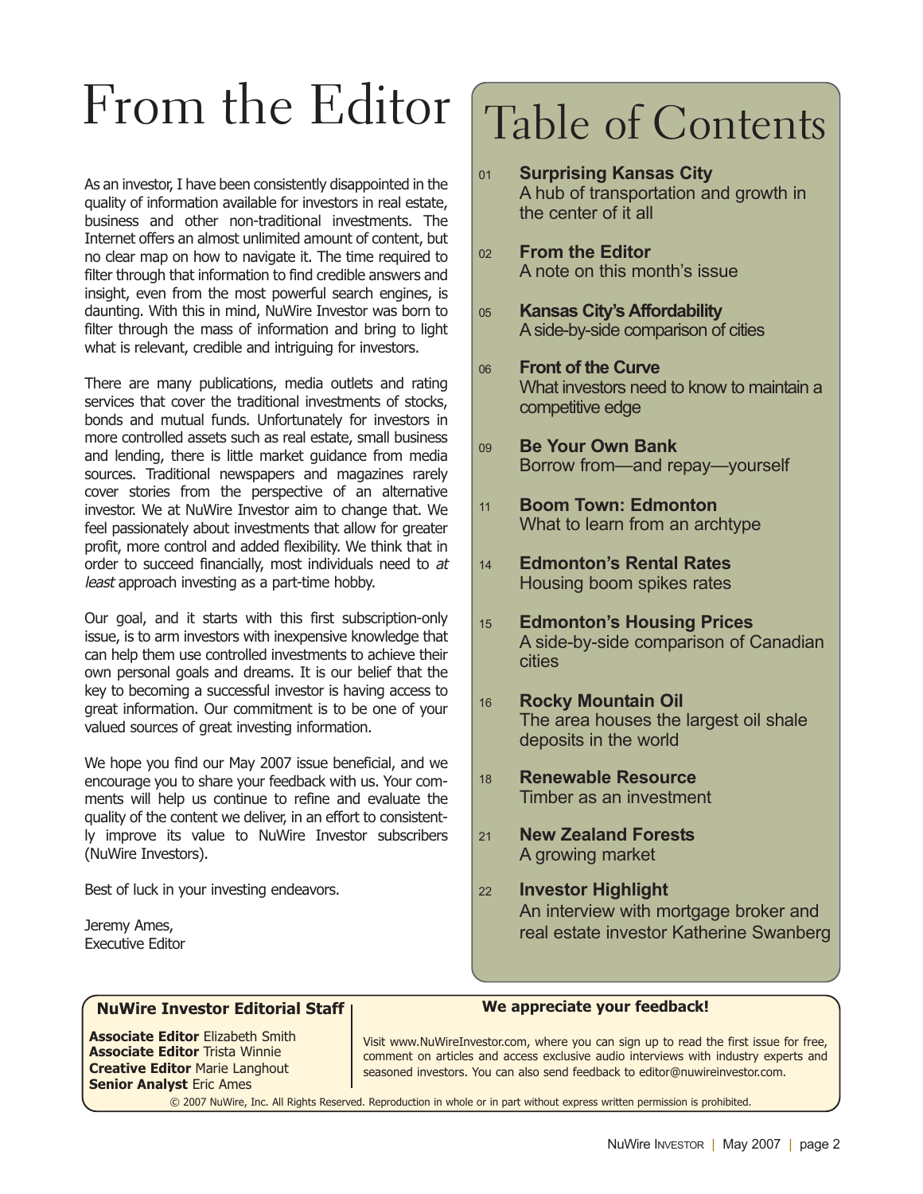# From the Editor

As an investor, I have been consistently disappointed in the quality of information available for investors in real estate, business and other non-traditional investments. The Internet offers an almost unlimited amount of content, but no clear map on how to navigate it. The time required to filter through that information to find credible answers and insight, even from the most powerful search engines, is daunting. With this in mind, NuWire Investor was born to filter through the mass of information and bring to light what is relevant, credible and intriguing for investors.

There are many publications, media outlets and rating services that cover the traditional investments of stocks, bonds and mutual funds. Unfortunately for investors in more controlled assets such as real estate, small business and lending, there is little market guidance from media sources. Traditional newspapers and magazines rarely cover stories from the perspective of an alternative investor. We at NuWire Investor aim to change that. We feel passionately about investments that allow for greater profit, more control and added flexibility. We think that in order to succeed financially, most individuals need to *at least* approach investing as a part-time hobby.

Our goal, and it starts with this first subscription-only issue, is to arm investors with inexpensive knowledge that can help them use controlled investments to achieve their own personal goals and dreams. It is our belief that the key to becoming a successful investor is having access to great information. Our commitment is to be one of your valued sources of great investing information.

We hope you find our May 2007 issue beneficial, and we encourage you to share your feedback with us. Your comments will help us continue to refine and evaluate the quality of the content we deliver, in an effort to consistently improve its value to NuWire Investor subscribers (NuWire Investors).

Best of luck in your investing endeavors.

Jeremy Ames,
Executive Editor

# Table of Contents

01 **Surprising Kansas City**
A hub of transportation and growth in the center of it all

02 **From the Editor**
A note on this month's issue

05 **Kansas City's Affordability**
A side-by-side comparison of cities

06 **Front of the Curve**
What investors need to know to maintain a competitive edge

09 **Be Your Own Bank**
Borrow from—and repay—yourself

11 **Boom Town: Edmonton**
What to learn from an archtype

14 **Edmonton's Rental Rates**
Housing boom spikes rates

15 **Edmonton's Housing Prices**
A side-by-side comparison of Canadian cities

16 **Rocky Mountain Oil**
The area houses the largest oil shale deposits in the world

18 **Renewable Resource**
Timber as an investment

21 **New Zealand Forests**
A growing market

22 **Investor Highlight**
An interview with mortgage broker and real estate investor Katherine Swanberg

### NuWire Investor Editorial Staff

**Associate Editor** Elizabeth Smith
**Associate Editor** Trista Winnie
**Creative Editor** Marie Langhout
**Senior Analyst** Eric Ames

### We appreciate your feedback!

Visit www.NuWireInvestor.com, where you can sign up to read the first issue for free, comment on articles and access exclusive audio interviews with industry experts and seasoned investors. You can also send feedback to editor@nuwireinvestor.com.

© 2007 NuWire, Inc. All Rights Reserved. Reproduction in whole or in part without express written permission is prohibited.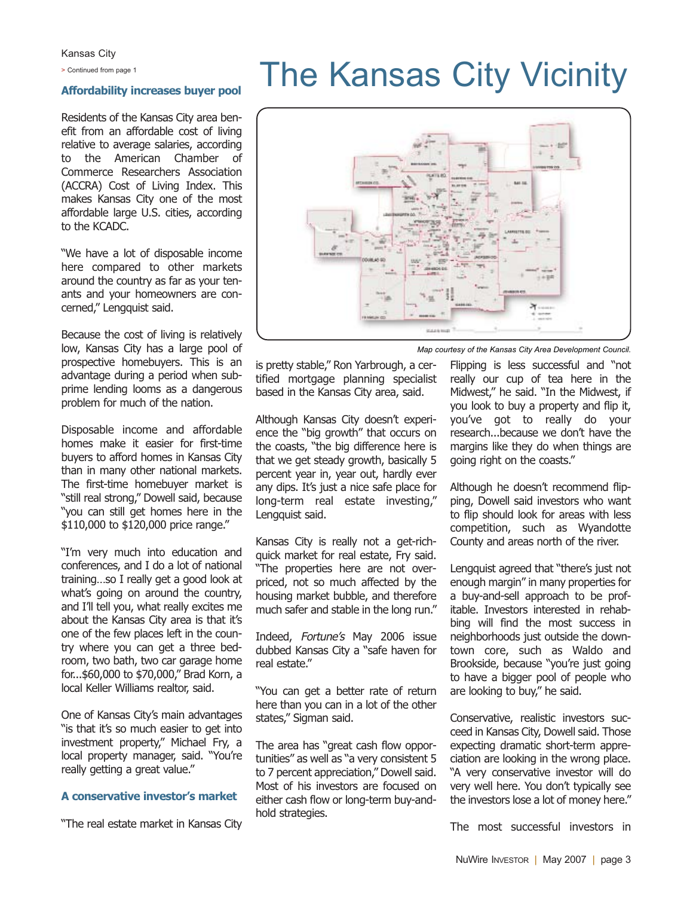Kansas City

> Continued from page 1

# The Kansas City Vicinity

Map courtesy of the Kansas City Area Development Council.

### Affordability increases buyer pool

Residents of the Kansas City area benefit from an affordable cost of living relative to average salaries, according to the American Chamber of Commerce Researchers Association (ACCRA) Cost of Living Index. This makes Kansas City one of the most affordable large U.S. cities, according to the KCADC.

"We have a lot of disposable income here compared to other markets around the country as far as your tenants and your homeowners are concerned," Lengquist said.

Because the cost of living is relatively low, Kansas City has a large pool of prospective homebuyers. This is an advantage during a period when subprime lending looms as a dangerous problem for much of the nation.

Disposable income and affordable homes make it easier for first-time buyers to afford homes in Kansas City than in many other national markets. The first-time homebuyer market is "still real strong," Dowell said, because "you can still get homes here in the $110,000 to $120,000 price range."

"I'm very much into education and conferences, and I do a lot of national training…so I really get a good look at what's going on around the country, and I'll tell you, what really excites me about the Kansas City area is that it's one of the few places left in the country where you can get a three bedroom, two bath, two car garage home for...$60,000 to $70,000," Brad Korn, a local Keller Williams realtor, said.

One of Kansas City's main advantages "is that it's so much easier to get into investment property," Michael Fry, a local property manager, said. "You're really getting a great value."

### A conservative investor's market

"The real estate market in Kansas City is pretty stable," Ron Yarbrough, a certified mortgage planning specialist based in the Kansas City area, said.

Although Kansas City doesn't experience the "big growth" that occurs on the coasts, "the big difference here is that we get steady growth, basically 5 percent year in, year out, hardly ever any dips. It's just a nice safe place for long-term real estate investing," Lengquist said.

Kansas City is really not a get-rich-quick market for real estate, Fry said. "The properties here are not overpriced, not so much affected by the housing market bubble, and therefore much safer and stable in the long run."

Indeed, *Fortune's* May 2006 issue dubbed Kansas City a "safe haven for real estate."

"You can get a better rate of return here than you can in a lot of the other states," Sigman said.

The area has "great cash flow opportunities" as well as "a very consistent 5 to 7 percent appreciation," Dowell said. Most of his investors are focused on either cash flow or long-term buy-and-hold strategies.

Flipping is less successful and "not really our cup of tea here in the Midwest," he said. "In the Midwest, if you look to buy a property and flip it, you've got to really do your research...because we don't have the margins like they do when things are going right on the coasts."

Although he doesn't recommend flipping, Dowell said investors who want to flip should look for areas with less competition, such as Wyandotte County and areas north of the river.

Lengquist agreed that "there's just not enough margin" in many properties for a buy-and-sell approach to be profitable. Investors interested in rehabbing will find the most success in neighborhoods just outside the downtown core, such as Waldo and Brookside, because "you're just going to have a bigger pool of people who are looking to buy," he said.

Conservative, realistic investors succeed in Kansas City, Dowell said. Those expecting dramatic short-term appreciation are looking in the wrong place. "A very conservative investor will do very well here. You don't typically see the investors lose a lot of money here."

The most successful investors in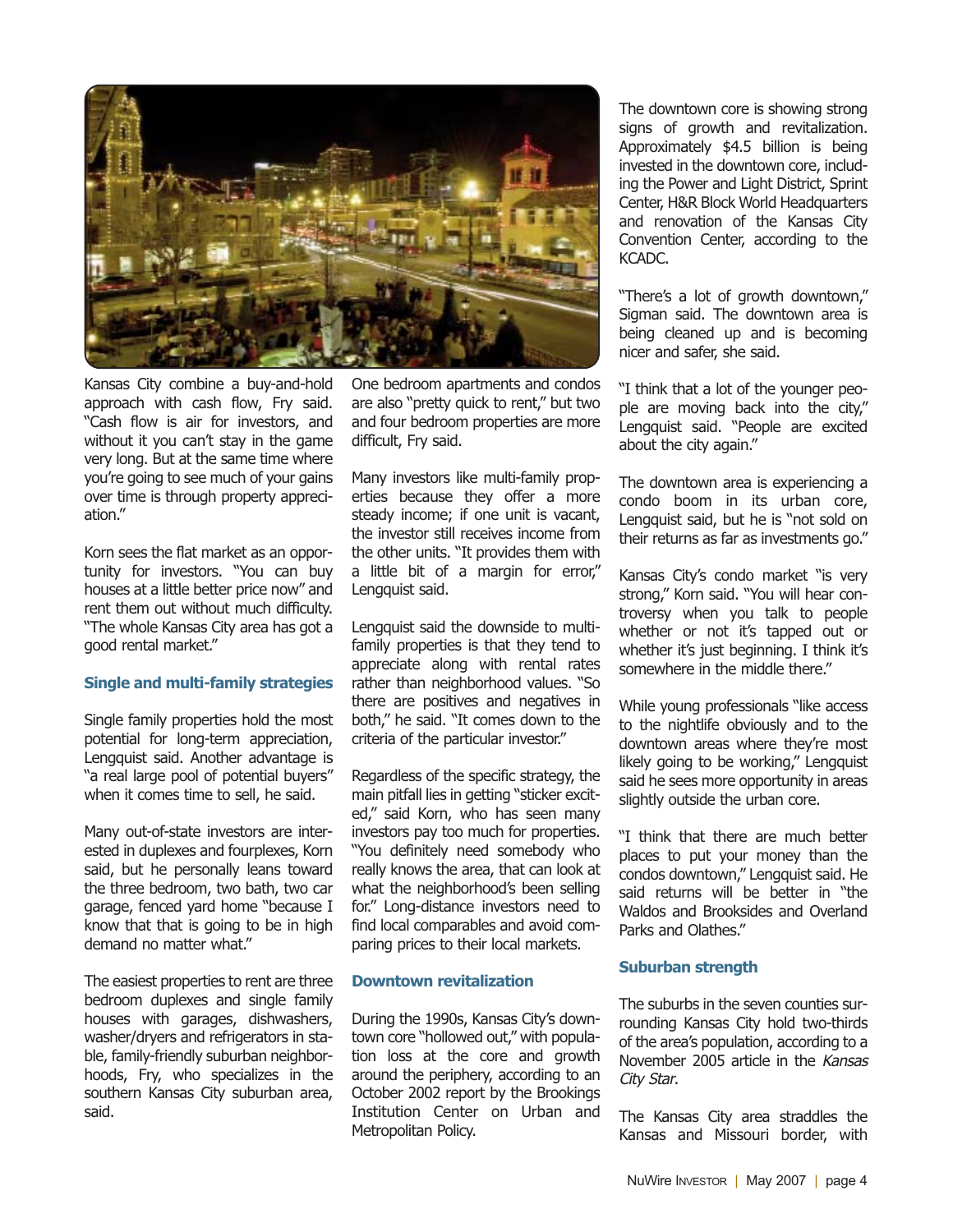Kansas City combine a buy-and-hold approach with cash flow, Fry said. "Cash flow is air for investors, and without it you can't stay in the game very long. But at the same time where you're going to see much of your gains over time is through property appreciation."

Korn sees the flat market as an opportunity for investors. "You can buy houses at a little better price now" and rent them out without much difficulty. "The whole Kansas City area has got a good rental market."

### Single and multi-family strategies

Single family properties hold the most potential for long-term appreciation, Lengquist said. Another advantage is "a real large pool of potential buyers" when it comes time to sell, he said.

Many out-of-state investors are interested in duplexes and fourplexes, Korn said, but he personally leans toward the three bedroom, two bath, two car garage, fenced yard home "because I know that that is going to be in high demand no matter what."

The easiest properties to rent are three bedroom duplexes and single family houses with garages, dishwashers, washer/dryers and refrigerators in stable, family-friendly suburban neighborhoods, Fry, who specializes in the southern Kansas City suburban area, said.

One bedroom apartments and condos are also "pretty quick to rent," but two and four bedroom properties are more difficult, Fry said.

Many investors like multi-family properties because they offer a more steady income; if one unit is vacant, the investor still receives income from the other units. "It provides them with a little bit of a margin for error," Lengquist said.

Lengquist said the downside to multi-family properties is that they tend to appreciate along with rental rates rather than neighborhood values. "So there are positives and negatives in both," he said. "It comes down to the criteria of the particular investor."

Regardless of the specific strategy, the main pitfall lies in getting "sticker excited," said Korn, who has seen many investors pay too much for properties. "You definitely need somebody who really knows the area, that can look at what the neighborhood's been selling for." Long-distance investors need to find local comparables and avoid comparing prices to their local markets.

### Downtown revitalization

During the 1990s, Kansas City's downtown core "hollowed out," with population loss at the core and growth around the periphery, according to an October 2002 report by the Brookings Institution Center on Urban and Metropolitan Policy.

The downtown core is showing strong signs of growth and revitalization. Approximately $4.5 billion is being invested in the downtown core, including the Power and Light District, Sprint Center, H&R Block World Headquarters and renovation of the Kansas City Convention Center, according to the KCADC.

"There's a lot of growth downtown," Sigman said. The downtown area is being cleaned up and is becoming nicer and safer, she said.

"I think that a lot of the younger people are moving back into the city," Lengquist said. "People are excited about the city again."

The downtown area is experiencing a condo boom in its urban core, Lengquist said, but he is "not sold on their returns as far as investments go."

Kansas City's condo market "is very strong," Korn said. "You will hear controversy when you talk to people whether or not it's tapped out or whether it's just beginning. I think it's somewhere in the middle there."

While young professionals "like access to the nightlife obviously and to the downtown areas where they're most likely going to be working," Lengquist said he sees more opportunity in areas slightly outside the urban core.

"I think that there are much better places to put your money than the condos downtown," Lengquist said. He said returns will be better in "the Waldos and Brooksides and Overland Parks and Olathes."

### Suburban strength

The suburbs in the seven counties surrounding Kansas City hold two-thirds of the area's population, according to a November 2005 article in the *Kansas City Star*.

The Kansas City area straddles the Kansas and Missouri border, with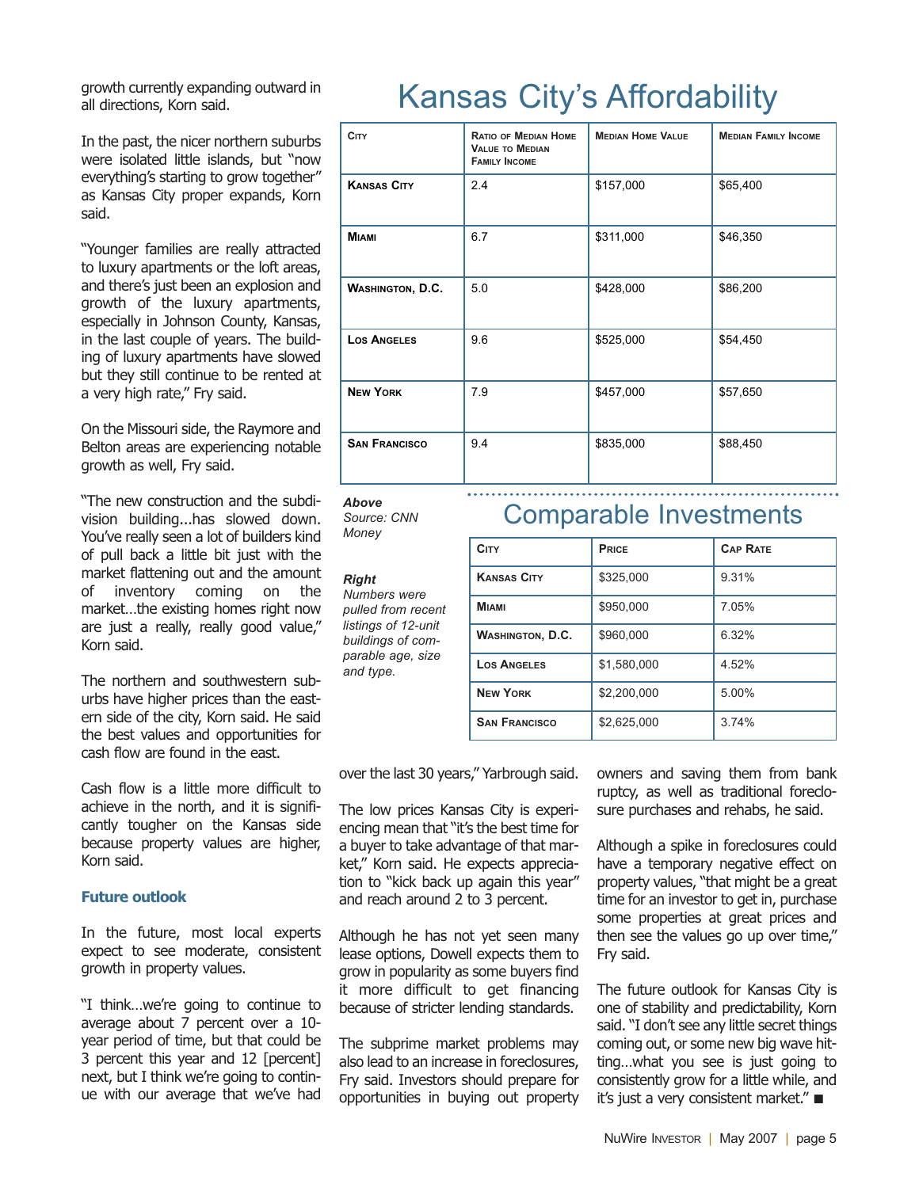growth currently expanding outward in all directions, Korn said.

In the past, the nicer northern suburbs were isolated little islands, but "now everything's starting to grow together" as Kansas City proper expands, Korn said.

"Younger families are really attracted to luxury apartments or the loft areas, and there's just been an explosion and growth of the luxury apartments, especially in Johnson County, Kansas, in the last couple of years. The building of luxury apartments have slowed but they still continue to be rented at a very high rate," Fry said.

On the Missouri side, the Raymore and Belton areas are experiencing notable growth as well, Fry said.

"The new construction and the subdivision building...has slowed down. You've really seen a lot of builders kind of pull back a little bit just with the market flattening out and the amount of inventory coming on the market…the existing homes right now are just a really, really good value," Korn said.

The northern and southwestern suburbs have higher prices than the eastern side of the city, Korn said. He said the best values and opportunities for cash flow are found in the east.

Cash flow is a little more difficult to achieve in the north, and it is significantly tougher on the Kansas side because property values are higher, Korn said.

### Future outlook

In the future, most local experts expect to see moderate, consistent growth in property values.

"I think…we're going to continue to average about 7 percent over a 10-year period of time, but that could be 3 percent this year and 12 [percent] next, but I think we're going to continue with our average that we've had over the last 30 years," Yarbrough said.

The low prices Kansas City is experiencing mean that "it's the best time for a buyer to take advantage of that market," Korn said. He expects appreciation to "kick back up again this year" and reach around 2 to 3 percent.

Although he has not yet seen many lease options, Dowell expects them to grow in popularity as some buyers find it more difficult to get financing because of stricter lending standards.

The subprime market problems may also lead to an increase in foreclosures, Fry said. Investors should prepare for opportunities in buying out property owners and saving them from bankruptcy, as well as traditional foreclosure purchases and rehabs, he said.

Although a spike in foreclosures could have a temporary negative effect on property values, "that might be a great time for an investor to get in, purchase some properties at great prices and then see the values go up over time," Fry said.

The future outlook for Kansas City is one of stability and predictability, Korn said. "I don't see any little secret things coming out, or some new big wave hitting…what you see is just going to consistently grow for a little while, and it's just a very consistent market." ■

## Kansas City's Affordability

| City | Ratio of Median Home Value to Median Family Income | Median Home Value | Median Family Income |
|---|---|---|---|
| Kansas City | 2.4 | $157,000 | $65,400 |
| Miami | 6.7 | $311,000 | $46,350 |
| Washington, D.C. | 5.0 | $428,000 | $86,200 |
| Los Angeles | 9.6 | $525,000 | $54,450 |
| New York | 7.9 | $457,000 | $57,650 |
| San Francisco | 9.4 | $835,000 | $88,450 |

***Above***
*Source: CNN Money*

## Comparable Investments

| City | Price | Cap Rate |
|---|---|---|
| Kansas City | $325,000 | 9.31% |
| Miami | $950,000 | 7.05% |
| Washington, D.C. | $960,000 | 6.32% |
| Los Angeles | $1,580,000 | 4.52% |
| New York | $2,200,000 | 5.00% |
| San Francisco | $2,625,000 | 3.74% |

***Right***
*Numbers were pulled from recent listings of 12-unit buildings of comparable age, size and type.*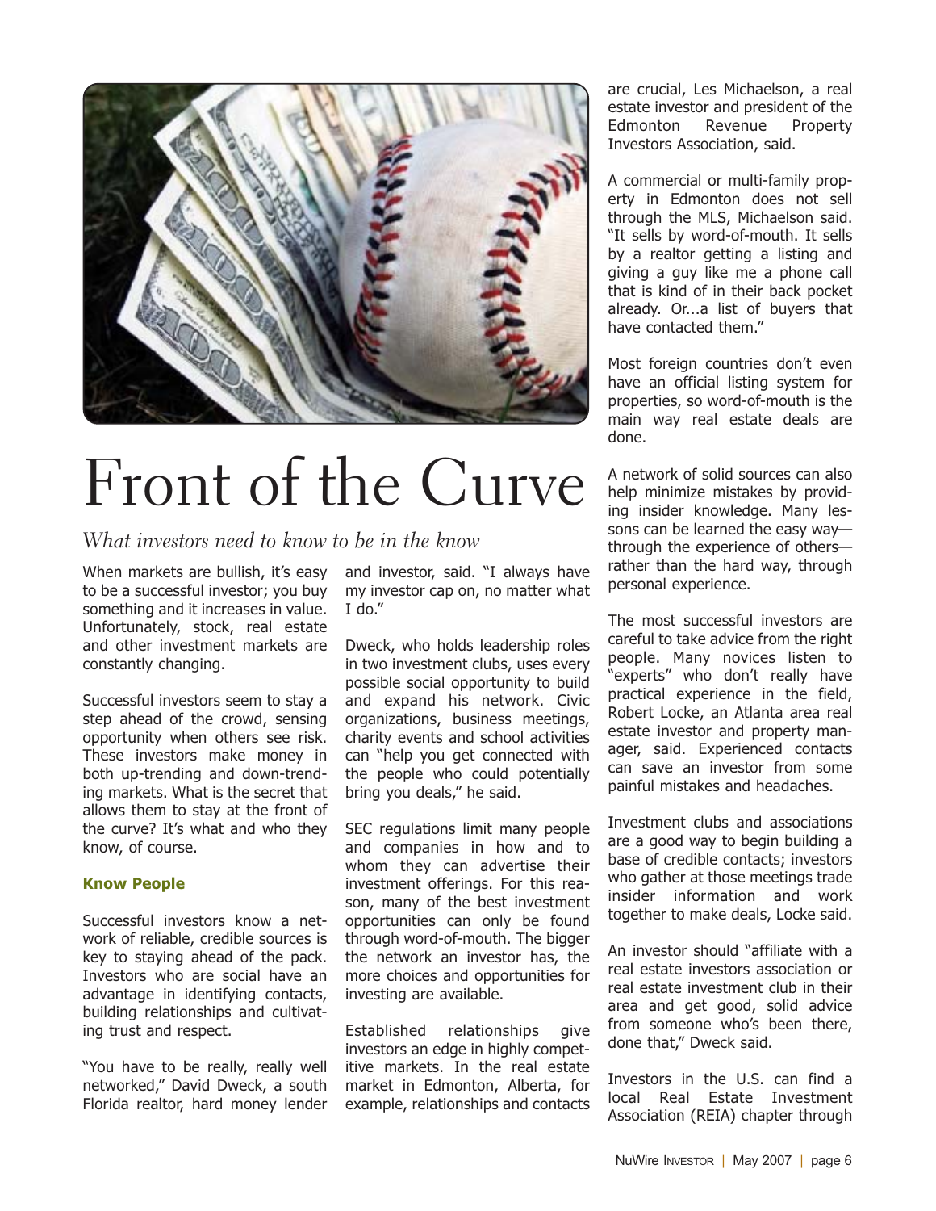# Front of the Curve

*What investors need to know to be in the know*

When markets are bullish, it's easy to be a successful investor; you buy something and it increases in value. Unfortunately, stock, real estate and other investment markets are constantly changing.

Successful investors seem to stay a step ahead of the crowd, sensing opportunity when others see risk. These investors make money in both up-trending and down-trending markets. What is the secret that allows them to stay at the front of the curve? It's what and who they know, of course.

### Know People

Successful investors know a network of reliable, credible sources is key to staying ahead of the pack. Investors who are social have an advantage in identifying contacts, building relationships and cultivating trust and respect.

"You have to be really, really well networked," David Dweck, a south Florida realtor, hard money lender and investor, said. "I always have my investor cap on, no matter what I do."

Dweck, who holds leadership roles in two investment clubs, uses every possible social opportunity to build and expand his network. Civic organizations, business meetings, charity events and school activities can "help you get connected with the people who could potentially bring you deals," he said.

SEC regulations limit many people and companies in how and to whom they can advertise their investment offerings. For this reason, many of the best investment opportunities can only be found through word-of-mouth. The bigger the network an investor has, the more choices and opportunities for investing are available.

Established relationships give investors an edge in highly competitive markets. In the real estate market in Edmonton, Alberta, for example, relationships and contacts are crucial, Les Michaelson, a real estate investor and president of the Edmonton Revenue Property Investors Association, said.

A commercial or multi-family property in Edmonton does not sell through the MLS, Michaelson said. "It sells by word-of-mouth. It sells by a realtor getting a listing and giving a guy like me a phone call that is kind of in their back pocket already. Or...a list of buyers that have contacted them."

Most foreign countries don't even have an official listing system for properties, so word-of-mouth is the main way real estate deals are done.

A network of solid sources can also help minimize mistakes by providing insider knowledge. Many lessons can be learned the easy way—through the experience of others—rather than the hard way, through personal experience.

The most successful investors are careful to take advice from the right people. Many novices listen to "experts" who don't really have practical experience in the field, Robert Locke, an Atlanta area real estate investor and property manager, said. Experienced contacts can save an investor from some painful mistakes and headaches.

Investment clubs and associations are a good way to begin building a base of credible contacts; investors who gather at those meetings trade insider information and work together to make deals, Locke said.

An investor should "affiliate with a real estate investors association or real estate investment club in their area and get good, solid advice from someone who's been there, done that," Dweck said.

Investors in the U.S. can find a local Real Estate Investment Association (REIA) chapter through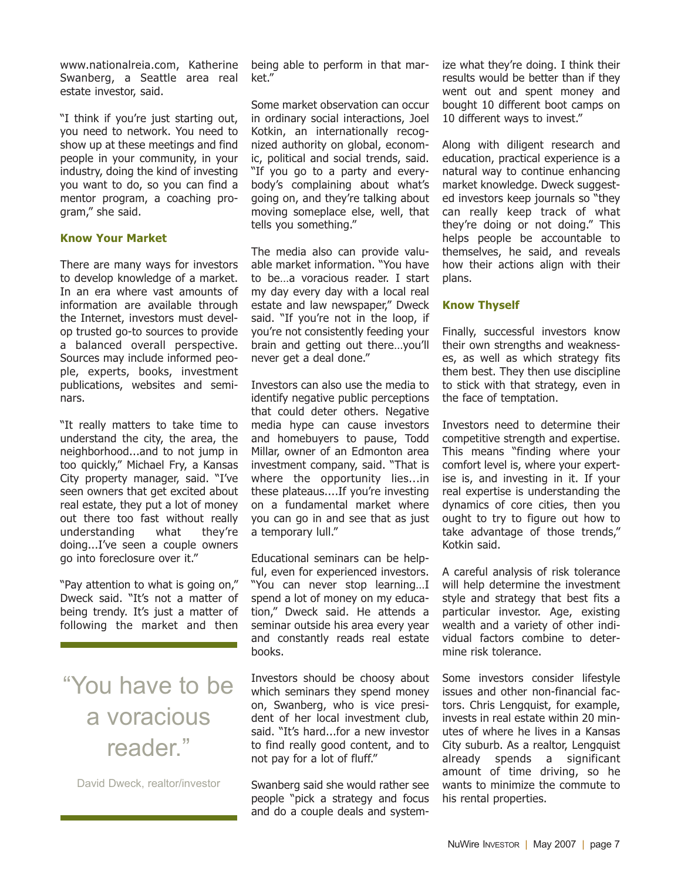www.nationalreia.com, Katherine Swanberg, a Seattle area real estate investor, said.

"I think if you're just starting out, you need to network. You need to show up at these meetings and find people in your community, in your industry, doing the kind of investing you want to do, so you can find a mentor program, a coaching program," she said.

### Know Your Market

There are many ways for investors to develop knowledge of a market. In an era where vast amounts of information are available through the Internet, investors must develop trusted go-to sources to provide a balanced overall perspective. Sources may include informed people, experts, books, investment publications, websites and seminars.

"It really matters to take time to understand the city, the area, the neighborhood...and to not jump in too quickly," Michael Fry, a Kansas City property manager, said. "I've seen owners that get excited about real estate, they put a lot of money out there too fast without really understanding what they're doing...I've seen a couple owners go into foreclosure over it."

"Pay attention to what is going on," Dweck said. "It's not a matter of being trendy. It's just a matter of following the market and then being able to perform in that market."

> "You have to be a voracious reader."
>
> David Dweck, realtor/investor

Some market observation can occur in ordinary social interactions, Joel Kotkin, an internationally recognized authority on global, economic, political and social trends, said. "If you go to a party and everybody's complaining about what's going on, and they're talking about moving someplace else, well, that tells you something."

The media also can provide valuable market information. "You have to be…a voracious reader. I start my day every day with a local real estate and law newspaper," Dweck said. "If you're not in the loop, if you're not consistently feeding your brain and getting out there…you'll never get a deal done."

Investors can also use the media to identify negative public perceptions that could deter others. Negative media hype can cause investors and homebuyers to pause, Todd Millar, owner of an Edmonton area investment company, said. "That is where the opportunity lies...in these plateaus....If you're investing on a fundamental market where you can go in and see that as just a temporary lull."

Educational seminars can be helpful, even for experienced investors. "You can never stop learning…I spend a lot of money on my education," Dweck said. He attends a seminar outside his area every year and constantly reads real estate books.

Investors should be choosy about which seminars they spend money on, Swanberg, who is vice president of her local investment club, said. "It's hard...for a new investor to find really good content, and to not pay for a lot of fluff."

Swanberg said she would rather see people "pick a strategy and focus and do a couple deals and systemize what they're doing. I think their results would be better than if they went out and spent money and bought 10 different boot camps on 10 different ways to invest."

Along with diligent research and education, practical experience is a natural way to continue enhancing market knowledge. Dweck suggested investors keep journals so "they can really keep track of what they're doing or not doing." This helps people be accountable to themselves, he said, and reveals how their actions align with their plans.

### Know Thyself

Finally, successful investors know their own strengths and weaknesses, as well as which strategy fits them best. They then use discipline to stick with that strategy, even in the face of temptation.

Investors need to determine their competitive strength and expertise. This means "finding where your comfort level is, where your expertise is, and investing in it. If your real expertise is understanding the dynamics of core cities, then you ought to try to figure out how to take advantage of those trends," Kotkin said.

A careful analysis of risk tolerance will help determine the investment style and strategy that best fits a particular investor. Age, existing wealth and a variety of other individual factors combine to determine risk tolerance.

Some investors consider lifestyle issues and other non-financial factors. Chris Lengquist, for example, invests in real estate within 20 minutes of where he lives in a Kansas City suburb. As a realtor, Lengquist already spends a significant amount of time driving, so he wants to minimize the commute to his rental properties.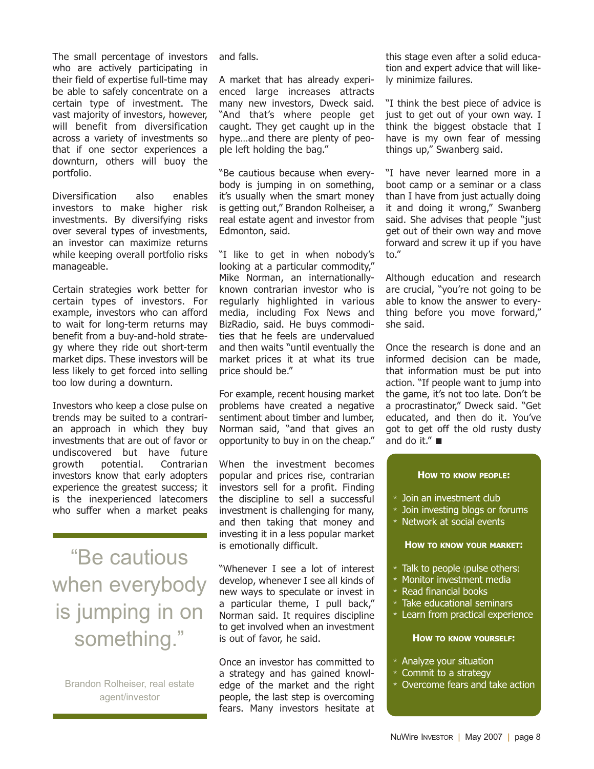The small percentage of investors who are actively participating in their field of expertise full-time may be able to safely concentrate on a certain type of investment. The vast majority of investors, however, will benefit from diversification across a variety of investments so that if one sector experiences a downturn, others will buoy the portfolio.

Diversification also enables investors to make higher risk investments. By diversifying risks over several types of investments, an investor can maximize returns while keeping overall portfolio risks manageable.

Certain strategies work better for certain types of investors. For example, investors who can afford to wait for long-term returns may benefit from a buy-and-hold strategy where they ride out short-term market dips. These investors will be less likely to get forced into selling too low during a downturn.

Investors who keep a close pulse on trends may be suited to a contrarian approach in which they buy investments that are out of favor or undiscovered but have future growth potential. Contrarian investors know that early adopters experience the greatest success; it is the inexperienced latecomers who suffer when a market peaks and falls.

> "Be cautious when everybody is jumping in on something."
>
> Brandon Rolheiser, real estate agent/investor

A market that has already experienced large increases attracts many new investors, Dweck said. "And that's where people get caught. They get caught up in the hype…and there are plenty of people left holding the bag."

"Be cautious because when everybody is jumping in on something, it's usually when the smart money is getting out," Brandon Rolheiser, a real estate agent and investor from Edmonton, said.

"I like to get in when nobody's looking at a particular commodity," Mike Norman, an internationally-known contrarian investor who is regularly highlighted in various media, including Fox News and BizRadio, said. He buys commodities that he feels are undervalued and then waits "until eventually the market prices it at what its true price should be."

For example, recent housing market problems have created a negative sentiment about timber and lumber, Norman said, "and that gives an opportunity to buy in on the cheap."

When the investment becomes popular and prices rise, contrarian investors sell for a profit. Finding the discipline to sell a successful investment is challenging for many, and then taking that money and investing it in a less popular market is emotionally difficult.

"Whenever I see a lot of interest develop, whenever I see all kinds of new ways to speculate or invest in a particular theme, I pull back," Norman said. It requires discipline to get involved when an investment is out of favor, he said.

Once an investor has committed to a strategy and has gained knowledge of the market and the right people, the last step is overcoming fears. Many investors hesitate at this stage even after a solid education and expert advice that will likely minimize failures.

"I think the best piece of advice is just to get out of your own way. I think the biggest obstacle that I have is my own fear of messing things up," Swanberg said.

"I have never learned more in a boot camp or a seminar or a class than I have from just actually doing it and doing it wrong," Swanberg said. She advises that people "just get out of their own way and move forward and screw it up if you have to."

Although education and research are crucial, "you're not going to be able to know the answer to everything before you move forward," she said.

Once the research is done and an informed decision can be made, that information must be put into action. "If people want to jump into the game, it's not too late. Don't be a procrastinator," Dweck said. "Get educated, and then do it. You've got to get off the old rusty dusty and do it." ■

### How to know people:

* Join an investment club
* Join investing blogs or forums
* Network at social events

### How to know your market:

* Talk to people (pulse others)
* Monitor investment media
* Read financial books
* Take educational seminars
* Learn from practical experience

### How to know yourself:

* Analyze your situation
* Commit to a strategy
* Overcome fears and take action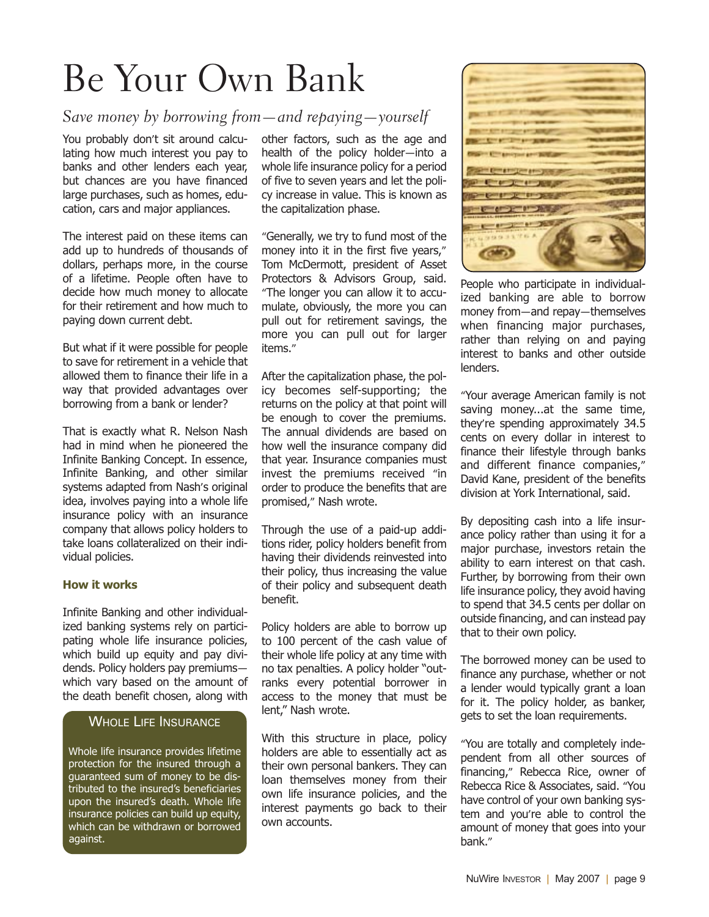# Be Your Own Bank

*Save money by borrowing from—and repaying—yourself*

You probably don't sit around calculating how much interest you pay to banks and other lenders each year, but chances are you have financed large purchases, such as homes, education, cars and major appliances.

The interest paid on these items can add up to hundreds of thousands of dollars, perhaps more, in the course of a lifetime. People often have to decide how much money to allocate for their retirement and how much to paying down current debt.

But what if it were possible for people to save for retirement in a vehicle that allowed them to finance their life in a way that provided advantages over borrowing from a bank or lender?

That is exactly what R. Nelson Nash had in mind when he pioneered the Infinite Banking Concept. In essence, Infinite Banking, and other similar systems adapted from Nash's original idea, involves paying into a whole life insurance policy with an insurance company that allows policy holders to take loans collateralized on their individual policies.

**How it works**

Infinite Banking and other individualized banking systems rely on participating whole life insurance policies, which build up equity and pay dividends. Policy holders pay premiums—which vary based on the amount of the death benefit chosen, along with other factors, such as the age and health of the policy holder—into a whole life insurance policy for a period of five to seven years and let the policy increase in value. This is known as the capitalization phase.

"Generally, we try to fund most of the money into it in the first five years," Tom McDermott, president of Asset Protectors & Advisors Group, said. "The longer you can allow it to accumulate, obviously, the more you can pull out for retirement savings, the more you can pull out for larger items."

After the capitalization phase, the policy becomes self-supporting; the returns on the policy at that point will be enough to cover the premiums. The annual dividends are based on how well the insurance company did that year. Insurance companies must invest the premiums received "in order to produce the benefits that are promised," Nash wrote.

Through the use of a paid-up additions rider, policy holders benefit from having their dividends reinvested into their policy, thus increasing the value of their policy and subsequent death benefit.

Policy holders are able to borrow up to 100 percent of the cash value of their whole life policy at any time with no tax penalties. A policy holder "outranks every potential borrower in access to the money that must be lent," Nash wrote.

With this structure in place, policy holders are able to essentially act as their own personal bankers. They can loan themselves money from their own life insurance policies, and the interest payments go back to their own accounts.

> **Whole Life Insurance**
>
> Whole life insurance provides lifetime protection for the insured through a guaranteed sum of money to be distributed to the insured's beneficiaries upon the insured's death. Whole life insurance policies can build up equity, which can be withdrawn or borrowed against.

People who participate in individualized banking are able to borrow money from—and repay—themselves when financing major purchases, rather than relying on and paying interest to banks and other outside lenders.

"Your average American family is not saving money...at the same time, they're spending approximately 34.5 cents on every dollar in interest to finance their lifestyle through banks and different finance companies," David Kane, president of the benefits division at York International, said.

By depositing cash into a life insurance policy rather than using it for a major purchase, investors retain the ability to earn interest on that cash. Further, by borrowing from their own life insurance policy, they avoid having to spend that 34.5 cents per dollar on outside financing, and can instead pay that to their own policy.

The borrowed money can be used to finance any purchase, whether or not a lender would typically grant a loan for it. The policy holder, as banker, gets to set the loan requirements.

"You are totally and completely independent from all other sources of financing," Rebecca Rice, owner of Rebecca Rice & Associates, said. "You have control of your own banking system and you're able to control the amount of money that goes into your bank."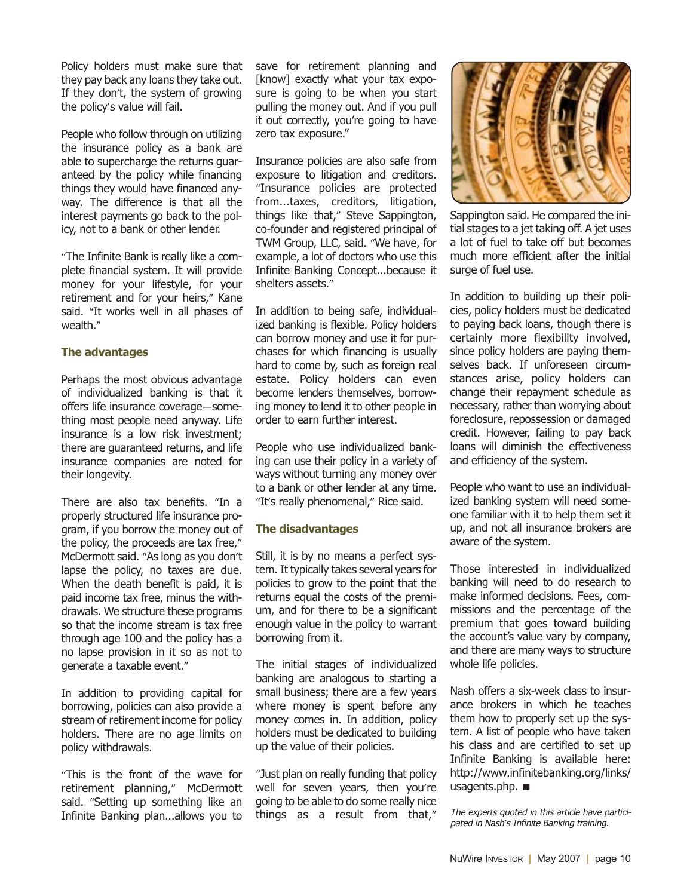Policy holders must make sure that they pay back any loans they take out. If they don't, the system of growing the policy's value will fail.

People who follow through on utilizing the insurance policy as a bank are able to supercharge the returns guaranteed by the policy while financing things they would have financed anyway. The difference is that all the interest payments go back to the policy, not to a bank or other lender.

"The Infinite Bank is really like a complete financial system. It will provide money for your lifestyle, for your retirement and for your heirs," Kane said. "It works well in all phases of wealth."

### The advantages

Perhaps the most obvious advantage of individualized banking is that it offers life insurance coverage—something most people need anyway. Life insurance is a low risk investment; there are guaranteed returns, and life insurance companies are noted for their longevity.

There are also tax benefits. "In a properly structured life insurance program, if you borrow the money out of the policy, the proceeds are tax free," McDermott said. "As long as you don't lapse the policy, no taxes are due. When the death benefit is paid, it is paid income tax free, minus the withdrawals. We structure these programs so that the income stream is tax free through age 100 and the policy has a no lapse provision in it so as not to generate a taxable event."

In addition to providing capital for borrowing, policies can also provide a stream of retirement income for policy holders. There are no age limits on policy withdrawals.

"This is the front of the wave for retirement planning," McDermott said. "Setting up something like an Infinite Banking plan...allows you to save for retirement planning and [know] exactly what your tax exposure is going to be when you start pulling the money out. And if you pull it out correctly, you're going to have zero tax exposure."

Insurance policies are also safe from exposure to litigation and creditors. "Insurance policies are protected from...taxes, creditors, litigation, things like that," Steve Sappington, co-founder and registered principal of TWM Group, LLC, said. "We have, for example, a lot of doctors who use this Infinite Banking Concept...because it shelters assets."

In addition to being safe, individualized banking is flexible. Policy holders can borrow money and use it for purchases for which financing is usually hard to come by, such as foreign real estate. Policy holders can even become lenders themselves, borrowing money to lend it to other people in order to earn further interest.

People who use individualized banking can use their policy in a variety of ways without turning any money over to a bank or other lender at any time. "It's really phenomenal," Rice said.

### The disadvantages

Still, it is by no means a perfect system. It typically takes several years for policies to grow to the point that the returns equal the costs of the premium, and for there to be a significant enough value in the policy to warrant borrowing from it.

The initial stages of individualized banking are analogous to starting a small business; there are a few years where money is spent before any money comes in. In addition, policy holders must be dedicated to building up the value of their policies.

"Just plan on really funding that policy well for seven years, then you're going to be able to do some really nice things as a result from that," Sappington said. He compared the initial stages to a jet taking off. A jet uses a lot of fuel to take off but becomes much more efficient after the initial surge of fuel use.

In addition to building up their policies, policy holders must be dedicated to paying back loans, though there is certainly more flexibility involved, since policy holders are paying themselves back. If unforeseen circumstances arise, policy holders can change their repayment schedule as necessary, rather than worrying about foreclosure, repossession or damaged credit. However, failing to pay back loans will diminish the effectiveness and efficiency of the system.

People who want to use an individualized banking system will need someone familiar with it to help them set it up, and not all insurance brokers are aware of the system.

Those interested in individualized banking will need to do research to make informed decisions. Fees, commissions and the percentage of the premium that goes toward building the account's value vary by company, and there are many ways to structure whole life policies.

Nash offers a six-week class to insurance brokers in which he teaches them how to properly set up the system. A list of people who have taken his class and are certified to set up Infinite Banking is available here: http://www.infinitebanking.org/links/usagents.php. ■

*The experts quoted in this article have participated in Nash's Infinite Banking training.*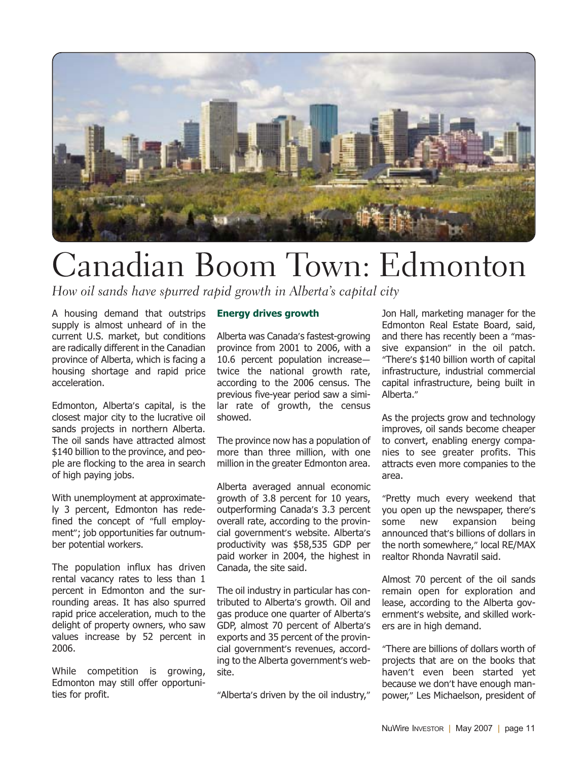# Canadian Boom Town: Edmonton

*How oil sands have spurred rapid growth in Alberta's capital city*

A housing demand that outstrips supply is almost unheard of in the current U.S. market, but conditions are radically different in the Canadian province of Alberta, which is facing a housing shortage and rapid price acceleration.

Edmonton, Alberta's capital, is the closest major city to the lucrative oil sands projects in northern Alberta. The oil sands have attracted almost $140 billion to the province, and people are flocking to the area in search of high paying jobs.

With unemployment at approximately 3 percent, Edmonton has redefined the concept of "full employment"; job opportunities far outnumber potential workers.

The population influx has driven rental vacancy rates to less than 1 percent in Edmonton and the surrounding areas. It has also spurred rapid price acceleration, much to the delight of property owners, who saw values increase by 52 percent in 2006.

While competition is growing, Edmonton may still offer opportunities for profit.

## Energy drives growth

Alberta was Canada's fastest-growing province from 2001 to 2006, with a 10.6 percent population increase—twice the national growth rate, according to the 2006 census. The previous five-year period saw a similar rate of growth, the census showed.

The province now has a population of more than three million, with one million in the greater Edmonton area.

Alberta averaged annual economic growth of 3.8 percent for 10 years, outperforming Canada's 3.3 percent overall rate, according to the provincial government's website. Alberta's productivity was $58,535 GDP per paid worker in 2004, the highest in Canada, the site said.

The oil industry in particular has contributed to Alberta's growth. Oil and gas produce one quarter of Alberta's GDP, almost 70 percent of Alberta's exports and 35 percent of the provincial government's revenues, according to the Alberta government's website.

"Alberta's driven by the oil industry," Jon Hall, marketing manager for the Edmonton Real Estate Board, said, and there has recently been a "massive expansion" in the oil patch. "There's $140 billion worth of capital infrastructure, industrial commercial capital infrastructure, being built in Alberta."

As the projects grow and technology improves, oil sands become cheaper to convert, enabling energy companies to see greater profits. This attracts even more companies to the area.

"Pretty much every weekend that you open up the newspaper, there's some new expansion being announced that's billions of dollars in the north somewhere," local RE/MAX realtor Rhonda Navratil said.

Almost 70 percent of the oil sands remain open for exploration and lease, according to the Alberta government's website, and skilled workers are in high demand.

"There are billions of dollars worth of projects that are on the books that haven't even been started yet because we don't have enough manpower," Les Michaelson, president of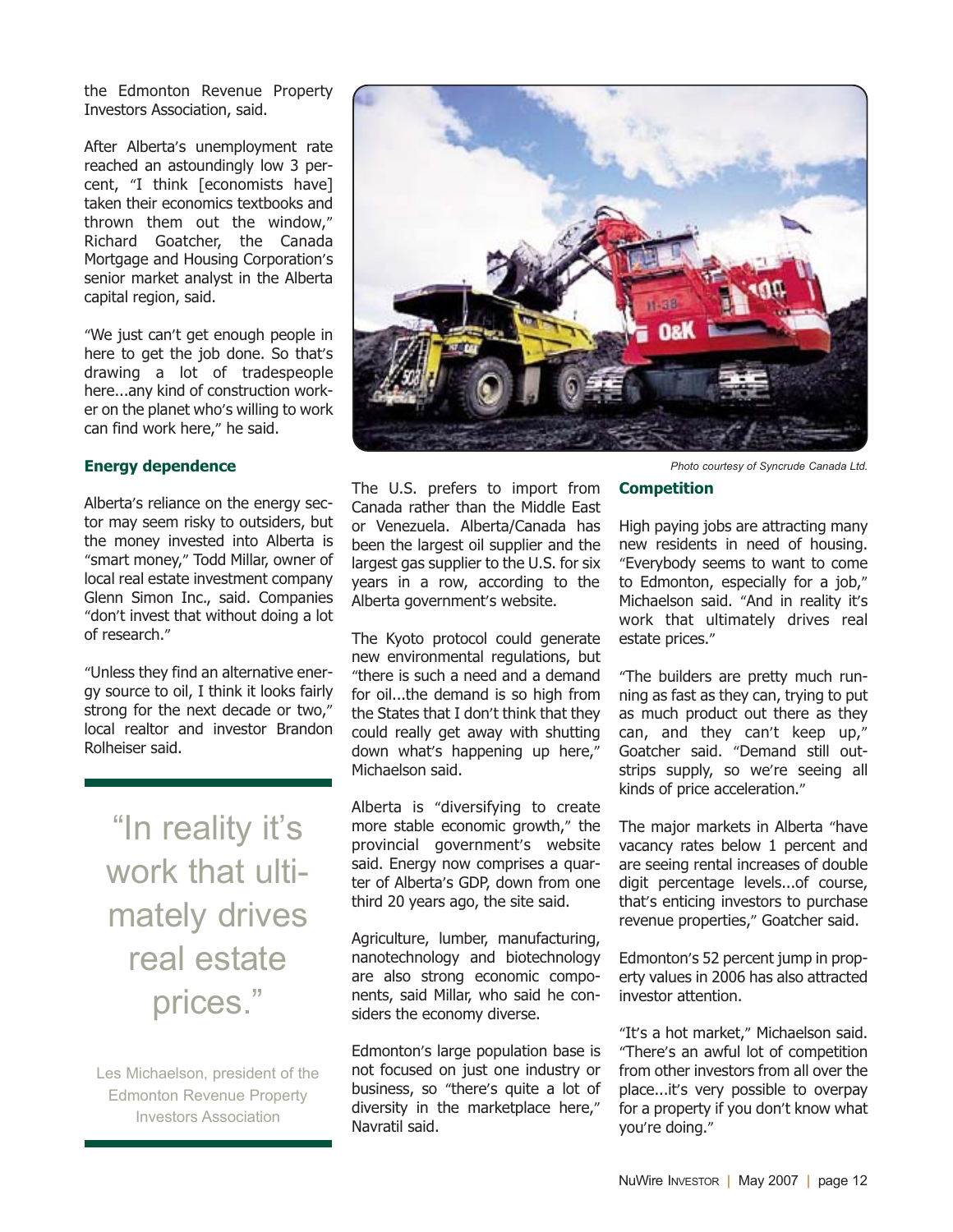the Edmonton Revenue Property Investors Association, said.

After Alberta's unemployment rate reached an astoundingly low 3 percent, "I think [economists have] taken their economics textbooks and thrown them out the window," Richard Goatcher, the Canada Mortgage and Housing Corporation's senior market analyst in the Alberta capital region, said.

"We just can't get enough people in here to get the job done. So that's drawing a lot of tradespeople here...any kind of construction worker on the planet who's willing to work can find work here," he said.

### Energy dependence

Alberta's reliance on the energy sector may seem risky to outsiders, but the money invested into Alberta is "smart money," Todd Millar, owner of local real estate investment company Glenn Simon Inc., said. Companies "don't invest that without doing a lot of research."

"Unless they find an alternative energy source to oil, I think it looks fairly strong for the next decade or two," local realtor and investor Brandon Rolheiser said.

> "In reality it's work that ultimately drives real estate prices."
>
> Les Michaelson, president of the Edmonton Revenue Property Investors Association

*Photo courtesy of Syncrude Canada Ltd.*

The U.S. prefers to import from Canada rather than the Middle East or Venezuela. Alberta/Canada has been the largest oil supplier and the largest gas supplier to the U.S. for six years in a row, according to the Alberta government's website.

The Kyoto protocol could generate new environmental regulations, but "there is such a need and a demand for oil...the demand is so high from the States that I don't think that they could really get away with shutting down what's happening up here," Michaelson said.

Alberta is "diversifying to create more stable economic growth," the provincial government's website said. Energy now comprises a quarter of Alberta's GDP, down from one third 20 years ago, the site said.

Agriculture, lumber, manufacturing, nanotechnology and biotechnology are also strong economic components, said Millar, who said he considers the economy diverse.

Edmonton's large population base is not focused on just one industry or business, so "there's quite a lot of diversity in the marketplace here," Navratil said.

### Competition

High paying jobs are attracting many new residents in need of housing. "Everybody seems to want to come to Edmonton, especially for a job," Michaelson said. "And in reality it's work that ultimately drives real estate prices."

"The builders are pretty much running as fast as they can, trying to put as much product out there as they can, and they can't keep up," Goatcher said. "Demand still outstrips supply, so we're seeing all kinds of price acceleration."

The major markets in Alberta "have vacancy rates below 1 percent and are seeing rental increases of double digit percentage levels...of course, that's enticing investors to purchase revenue properties," Goatcher said.

Edmonton's 52 percent jump in property values in 2006 has also attracted investor attention.

"It's a hot market," Michaelson said. "There's an awful lot of competition from other investors from all over the place...it's very possible to overpay for a property if you don't know what you're doing."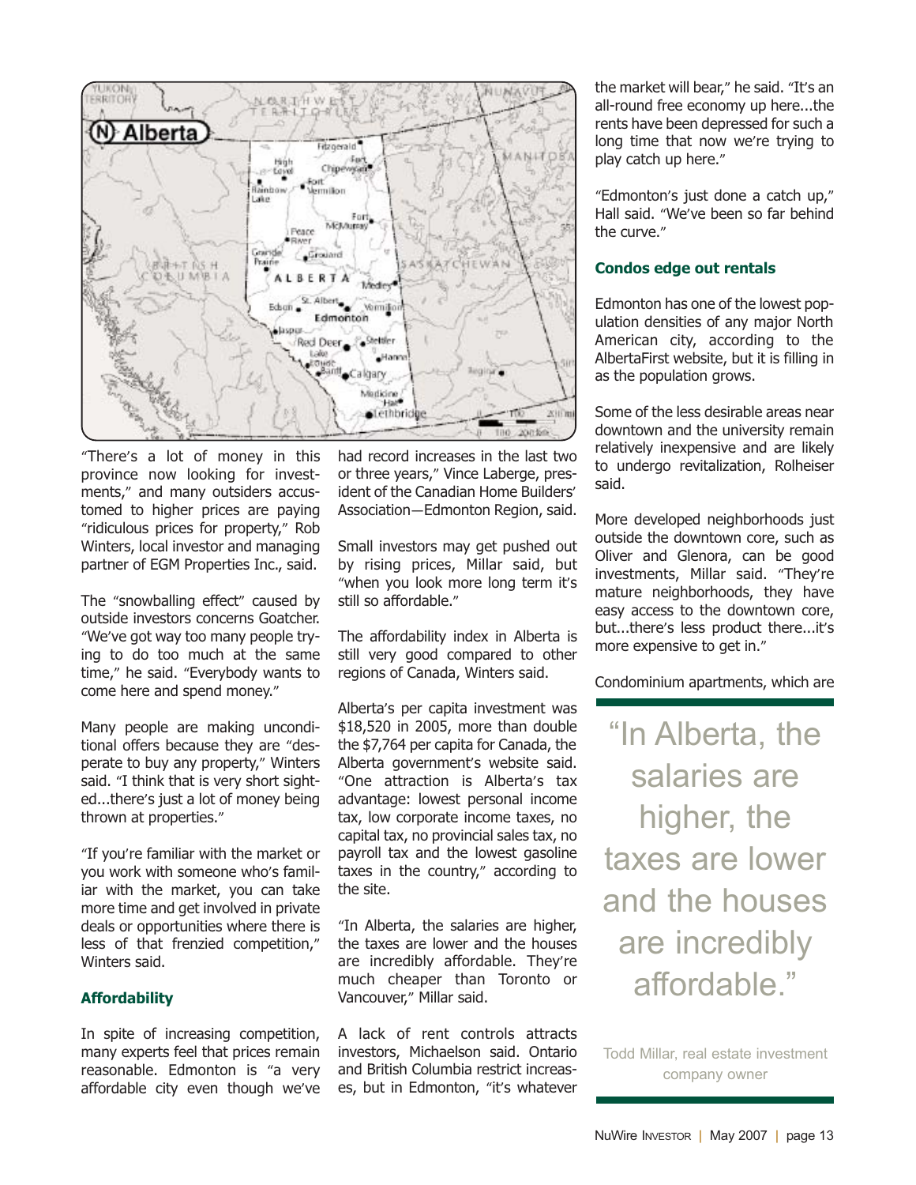"There's a lot of money in this province now looking for investments," and many outsiders accustomed to higher prices are paying "ridiculous prices for property," Rob Winters, local investor and managing partner of EGM Properties Inc., said.

The "snowballing effect" caused by outside investors concerns Goatcher. "We've got way too many people trying to do too much at the same time," he said. "Everybody wants to come here and spend money."

Many people are making unconditional offers because they are "desperate to buy any property," Winters said. "I think that is very short sighted...there's just a lot of money being thrown at properties."

"If you're familiar with the market or you work with someone who's familiar with the market, you can take more time and get involved in private deals or opportunities where there is less of that frenzied competition," Winters said.

**Affordability**

In spite of increasing competition, many experts feel that prices remain reasonable. Edmonton is "a very affordable city even though we've had record increases in the last two or three years," Vince Laberge, president of the Canadian Home Builders' Association—Edmonton Region, said.

Small investors may get pushed out by rising prices, Millar said, but "when you look more long term it's still so affordable."

The affordability index in Alberta is still very good compared to other regions of Canada, Winters said.

Alberta's per capita investment was $18,520 in 2005, more than double the $7,764 per capita for Canada, the Alberta government's website said. "One attraction is Alberta's tax advantage: lowest personal income tax, low corporate income taxes, no capital tax, no provincial sales tax, no payroll tax and the lowest gasoline taxes in the country," according to the site.

"In Alberta, the salaries are higher, the taxes are lower and the houses are incredibly affordable. They're much cheaper than Toronto or Vancouver," Millar said.

A lack of rent controls attracts investors, Michaelson said. Ontario and British Columbia restrict increases, but in Edmonton, "it's whatever the market will bear," he said. "It's an all-round free economy up here...the rents have been depressed for such a long time that now we're trying to play catch up here."

"Edmonton's just done a catch up," Hall said. "We've been so far behind the curve."

**Condos edge out rentals**

Edmonton has one of the lowest population densities of any major North American city, according to the AlbertaFirst website, but it is filling in as the population grows.

Some of the less desirable areas near downtown and the university remain relatively inexpensive and are likely to undergo revitalization, Rolheiser said.

More developed neighborhoods just outside the downtown core, such as Oliver and Glenora, can be good investments, Millar said. "They're mature neighborhoods, they have easy access to the downtown core, but...there's less product there...it's more expensive to get in."

Condominium apartments, which are

> "In Alberta, the salaries are higher, the taxes are lower and the houses are incredibly affordable."
>
> Todd Millar, real estate investment company owner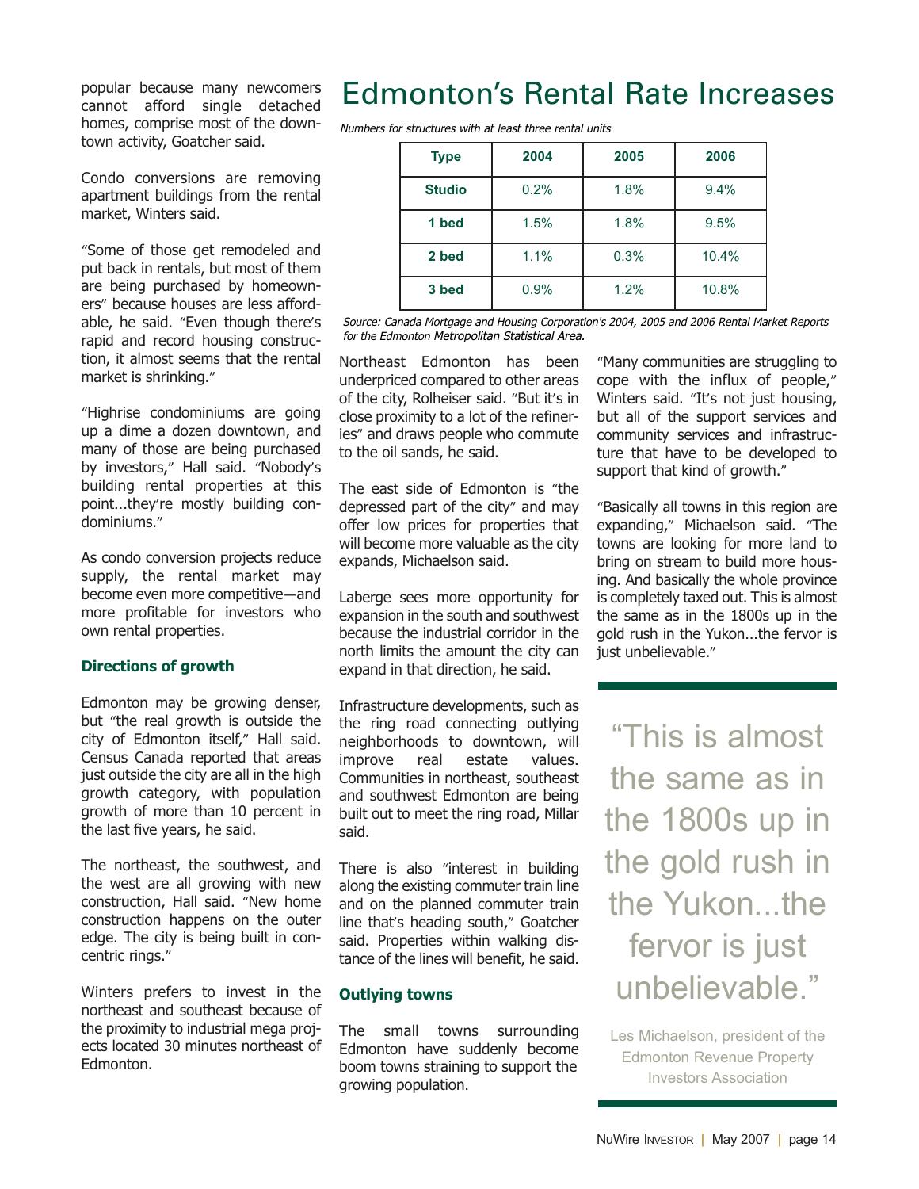popular because many newcomers cannot afford single detached homes, comprise most of the downtown activity, Goatcher said.

Condo conversions are removing apartment buildings from the rental market, Winters said.

"Some of those get remodeled and put back in rentals, but most of them are being purchased by homeowners" because houses are less affordable, he said. "Even though there's rapid and record housing construction, it almost seems that the rental market is shrinking."

"Highrise condominiums are going up a dime a dozen downtown, and many of those are being purchased by investors," Hall said. "Nobody's building rental properties at this point...they're mostly building condominiums."

As condo conversion projects reduce supply, the rental market may become even more competitive—and more profitable for investors who own rental properties.

### Directions of growth

Edmonton may be growing denser, but "the real growth is outside the city of Edmonton itself," Hall said. Census Canada reported that areas just outside the city are all in the high growth category, with population growth of more than 10 percent in the last five years, he said.

The northeast, the southwest, and the west are all growing with new construction, Hall said. "New home construction happens on the outer edge. The city is being built in concentric rings."

Winters prefers to invest in the northeast and southeast because of the proximity to industrial mega projects located 30 minutes northeast of Edmonton.

## Edmonton's Rental Rate Increases

*Numbers for structures with at least three rental units*

| Type | 2004 | 2005 | 2006 |
|---|---|---|---|
| Studio | 0.2% | 1.8% | 9.4% |
| 1 bed | 1.5% | 1.8% | 9.5% |
| 2 bed | 1.1% | 0.3% | 10.4% |
| 3 bed | 0.9% | 1.2% | 10.8% |

*Source: Canada Mortgage and Housing Corporation's 2004, 2005 and 2006 Rental Market Reports for the Edmonton Metropolitan Statistical Area.*

Northeast Edmonton has been underpriced compared to other areas of the city, Rolheiser said. "But it's in close proximity to a lot of the refineries" and draws people who commute to the oil sands, he said.

The east side of Edmonton is "the depressed part of the city" and may offer low prices for properties that will become more valuable as the city expands, Michaelson said.

Laberge sees more opportunity for expansion in the south and southwest because the industrial corridor in the north limits the amount the city can expand in that direction, he said.

Infrastructure developments, such as the ring road connecting outlying neighborhoods to downtown, will improve real estate values. Communities in northeast, southeast and southwest Edmonton are being built out to meet the ring road, Millar said.

There is also "interest in building along the existing commuter train line and on the planned commuter train line that's heading south," Goatcher said. Properties within walking distance of the lines will benefit, he said.

### Outlying towns

The small towns surrounding Edmonton have suddenly become boom towns straining to support the growing population.

"Many communities are struggling to cope with the influx of people," Winters said. "It's not just housing, but all of the support services and community services and infrastructure that have to be developed to support that kind of growth."

"Basically all towns in this region are expanding," Michaelson said. "The towns are looking for more land to bring on stream to build more housing. And basically the whole province is completely taxed out. This is almost the same as in the 1800s up in the gold rush in the Yukon...the fervor is just unbelievable."

> "This is almost the same as in the 1800s up in the gold rush in the Yukon...the fervor is just unbelievable."
>
> Les Michaelson, president of the Edmonton Revenue Property Investors Association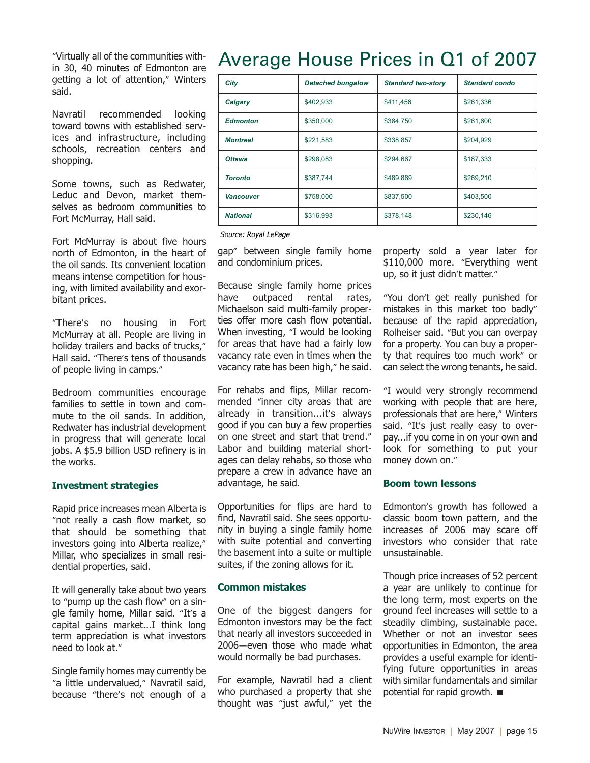"Virtually all of the communities within 30, 40 minutes of Edmonton are getting a lot of attention," Winters said.

Navratil recommended looking toward towns with established services and infrastructure, including schools, recreation centers and shopping.

Some towns, such as Redwater, Leduc and Devon, market themselves as bedroom communities to Fort McMurray, Hall said.

Fort McMurray is about five hours north of Edmonton, in the heart of the oil sands. Its convenient location means intense competition for housing, with limited availability and exorbitant prices.

"There's no housing in Fort McMurray at all. People are living in holiday trailers and backs of trucks," Hall said. "There's tens of thousands of people living in camps."

Bedroom communities encourage families to settle in town and commute to the oil sands. In addition, Redwater has industrial development in progress that will generate local jobs. A $5.9 billion USD refinery is in the works.

### Investment strategies

Rapid price increases mean Alberta is "not really a cash flow market, so that should be something that investors going into Alberta realize," Millar, who specializes in small residential properties, said.

It will generally take about two years to "pump up the cash flow" on a single family home, Millar said. "It's a capital gains market...I think long term appreciation is what investors need to look at."

Single family homes may currently be "a little undervalued," Navratil said, because "there's not enough of a gap" between single family home and condominium prices.

## Average House Prices in Q1 of 2007

| City | Detached bungalow | Standard two-story | Standard condo |
|---|---|---|---|
| **Calgary** | $402,933 | $411,456 | $261,336 |
| **Edmonton** | $350,000 | $384,750 | $261,600 |
| **Montreal** | $221,583 | $338,857 | $204,929 |
| **Ottawa** | $298,083 | $294,667 | $187,333 |
| **Toronto** | $387,744 | $489,889 | $269,210 |
| **Vancouver** | $758,000 | $837,500 | $403,500 |
| **National** | $316,993 | $378,148 | $230,146 |

*Source: Royal LePage*

Because single family home prices have outpaced rental rates, Michaelson said multi-family properties offer more cash flow potential. When investing, "I would be looking for areas that have had a fairly low vacancy rate even in times when the vacancy rate has been high," he said.

For rehabs and flips, Millar recommended "inner city areas that are already in transition...it's always good if you can buy a few properties on one street and start that trend." Labor and building material shortages can delay rehabs, so those who prepare a crew in advance have an advantage, he said.

Opportunities for flips are hard to find, Navratil said. She sees opportunity in buying a single family home with suite potential and converting the basement into a suite or multiple suites, if the zoning allows for it.

### Common mistakes

One of the biggest dangers for Edmonton investors may be the fact that nearly all investors succeeded in 2006—even those who made what would normally be bad purchases.

For example, Navratil had a client who purchased a property that she thought was "just awful," yet the property sold a year later for $110,000 more. "Everything went up, so it just didn't matter."

"You don't get really punished for mistakes in this market too badly" because of the rapid appreciation, Rolheiser said. "But you can overpay for a property. You can buy a property that requires too much work" or can select the wrong tenants, he said.

"I would very strongly recommend working with people that are here, professionals that are here," Winters said. "It's just really easy to overpay...if you come in on your own and look for something to put your money down on."

### Boom town lessons

Edmonton's growth has followed a classic boom town pattern, and the increases of 2006 may scare off investors who consider that rate unsustainable.

Though price increases of 52 percent a year are unlikely to continue for the long term, most experts on the ground feel increases will settle to a steadily climbing, sustainable pace. Whether or not an investor sees opportunities in Edmonton, the area provides a useful example for identifying future opportunities in areas with similar fundamentals and similar potential for rapid growth. ■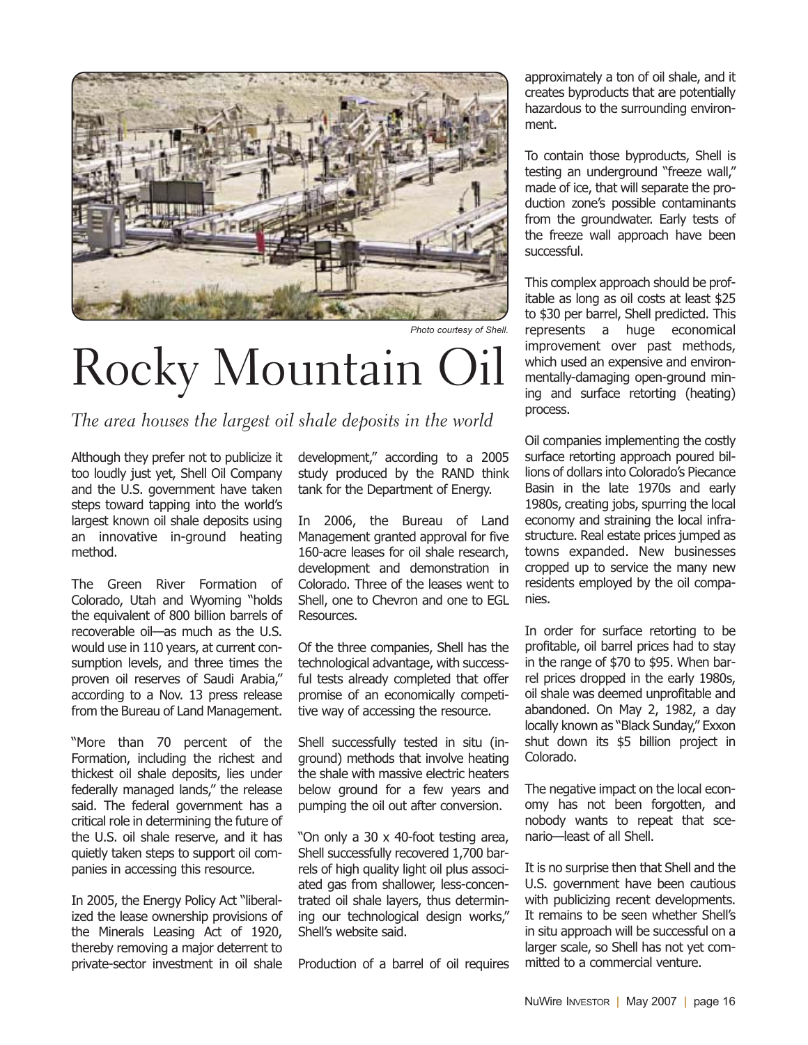Photo courtesy of Shell.

# Rocky Mountain Oil

*The area houses the largest oil shale deposits in the world*

Although they prefer not to publicize it too loudly just yet, Shell Oil Company and the U.S. government have taken steps toward tapping into the world's largest known oil shale deposits using an innovative in-ground heating method.

The Green River Formation of Colorado, Utah and Wyoming "holds the equivalent of 800 billion barrels of recoverable oil—as much as the U.S. would use in 110 years, at current consumption levels, and three times the proven oil reserves of Saudi Arabia," according to a Nov. 13 press release from the Bureau of Land Management.

"More than 70 percent of the Formation, including the richest and thickest oil shale deposits, lies under federally managed lands," the release said. The federal government has a critical role in determining the future of the U.S. oil shale reserve, and it has quietly taken steps to support oil companies in accessing this resource.

In 2005, the Energy Policy Act "liberalized the lease ownership provisions of the Minerals Leasing Act of 1920, thereby removing a major deterrent to private-sector investment in oil shale development," according to a 2005 study produced by the RAND think tank for the Department of Energy.

In 2006, the Bureau of Land Management granted approval for five 160-acre leases for oil shale research, development and demonstration in Colorado. Three of the leases went to Shell, one to Chevron and one to EGL Resources.

Of the three companies, Shell has the technological advantage, with successful tests already completed that offer promise of an economically competitive way of accessing the resource.

Shell successfully tested in situ (in-ground) methods that involve heating the shale with massive electric heaters below ground for a few years and pumping the oil out after conversion.

"On only a 30 x 40-foot testing area, Shell successfully recovered 1,700 barrels of high quality light oil plus associated gas from shallower, less-concentrated oil shale layers, thus determining our technological design works," Shell's website said.

Production of a barrel of oil requires approximately a ton of oil shale, and it creates byproducts that are potentially hazardous to the surrounding environment.

To contain those byproducts, Shell is testing an underground "freeze wall," made of ice, that will separate the production zone's possible contaminants from the groundwater. Early tests of the freeze wall approach have been successful.

This complex approach should be profitable as long as oil costs at least $25 to $30 per barrel, Shell predicted. This represents a huge economical improvement over past methods, which used an expensive and environmentally-damaging open-ground mining and surface retorting (heating) process.

Oil companies implementing the costly surface retorting approach poured billions of dollars into Colorado's Piecance Basin in the late 1970s and early 1980s, creating jobs, spurring the local economy and straining the local infrastructure. Real estate prices jumped as towns expanded. New businesses cropped up to service the many new residents employed by the oil companies.

In order for surface retorting to be profitable, oil barrel prices had to stay in the range of $70 to $95. When barrel prices dropped in the early 1980s, oil shale was deemed unprofitable and abandoned. On May 2, 1982, a day locally known as "Black Sunday," Exxon shut down its $5 billion project in Colorado.

The negative impact on the local economy has not been forgotten, and nobody wants to repeat that scenario—least of all Shell.

It is no surprise then that Shell and the U.S. government have been cautious with publicizing recent developments. It remains to be seen whether Shell's in situ approach will be successful on a larger scale, so Shell has not yet committed to a commercial venture.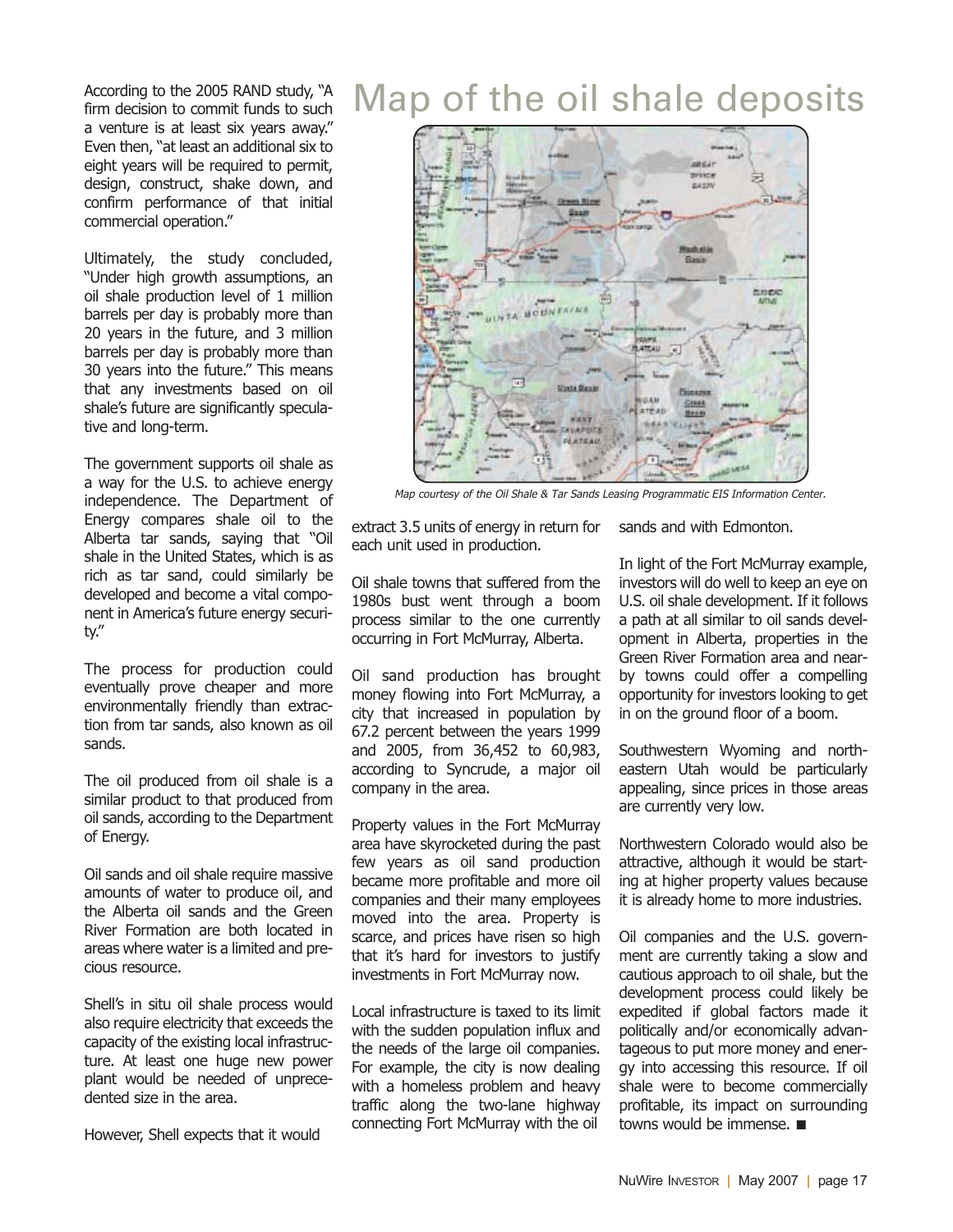According to the 2005 RAND study, "A firm decision to commit funds to such a venture is at least six years away." Even then, "at least an additional six to eight years will be required to permit, design, construct, shake down, and confirm performance of that initial commercial operation."

Ultimately, the study concluded, "Under high growth assumptions, an oil shale production level of 1 million barrels per day is probably more than 20 years in the future, and 3 million barrels per day is probably more than 30 years into the future." This means that any investments based on oil shale's future are significantly speculative and long-term.

The government supports oil shale as a way for the U.S. to achieve energy independence. The Department of Energy compares shale oil to the Alberta tar sands, saying that "Oil shale in the United States, which is as rich as tar sand, could similarly be developed and become a vital component in America's future energy security."

The process for production could eventually prove cheaper and more environmentally friendly than extraction from tar sands, also known as oil sands.

The oil produced from oil shale is a similar product to that produced from oil sands, according to the Department of Energy.

Oil sands and oil shale require massive amounts of water to produce oil, and the Alberta oil sands and the Green River Formation are both located in areas where water is a limited and precious resource.

Shell's in situ oil shale process would also require electricity that exceeds the capacity of the existing local infrastructure. At least one huge new power plant would be needed of unprecedented size in the area.

However, Shell expects that it would extract 3.5 units of energy in return for each unit used in production.

## Map of the oil shale deposits

*Map courtesy of the Oil Shale & Tar Sands Leasing Programmatic EIS Information Center.*

Oil shale towns that suffered from the 1980s bust went through a boom process similar to the one currently occurring in Fort McMurray, Alberta.

Oil sand production has brought money flowing into Fort McMurray, a city that increased in population by 67.2 percent between the years 1999 and 2005, from 36,452 to 60,983, according to Syncrude, a major oil company in the area.

Property values in the Fort McMurray area have skyrocketed during the past few years as oil sand production became more profitable and more oil companies and their many employees moved into the area. Property is scarce, and prices have risen so high that it's hard for investors to justify investments in Fort McMurray now.

Local infrastructure is taxed to its limit with the sudden population influx and the needs of the large oil companies. For example, the city is now dealing with a homeless problem and heavy traffic along the two-lane highway connecting Fort McMurray with the oil sands and with Edmonton.

In light of the Fort McMurray example, investors will do well to keep an eye on U.S. oil shale development. If it follows a path at all similar to oil sands development in Alberta, properties in the Green River Formation area and nearby towns could offer a compelling opportunity for investors looking to get in on the ground floor of a boom.

Southwestern Wyoming and northeastern Utah would be particularly appealing, since prices in those areas are currently very low.

Northwestern Colorado would also be attractive, although it would be starting at higher property values because it is already home to more industries.

Oil companies and the U.S. government are currently taking a slow and cautious approach to oil shale, but the development process could likely be expedited if global factors made it politically and/or economically advantageous to put more money and energy into accessing this resource. If oil shale were to become commercially profitable, its impact on surrounding towns would be immense. ■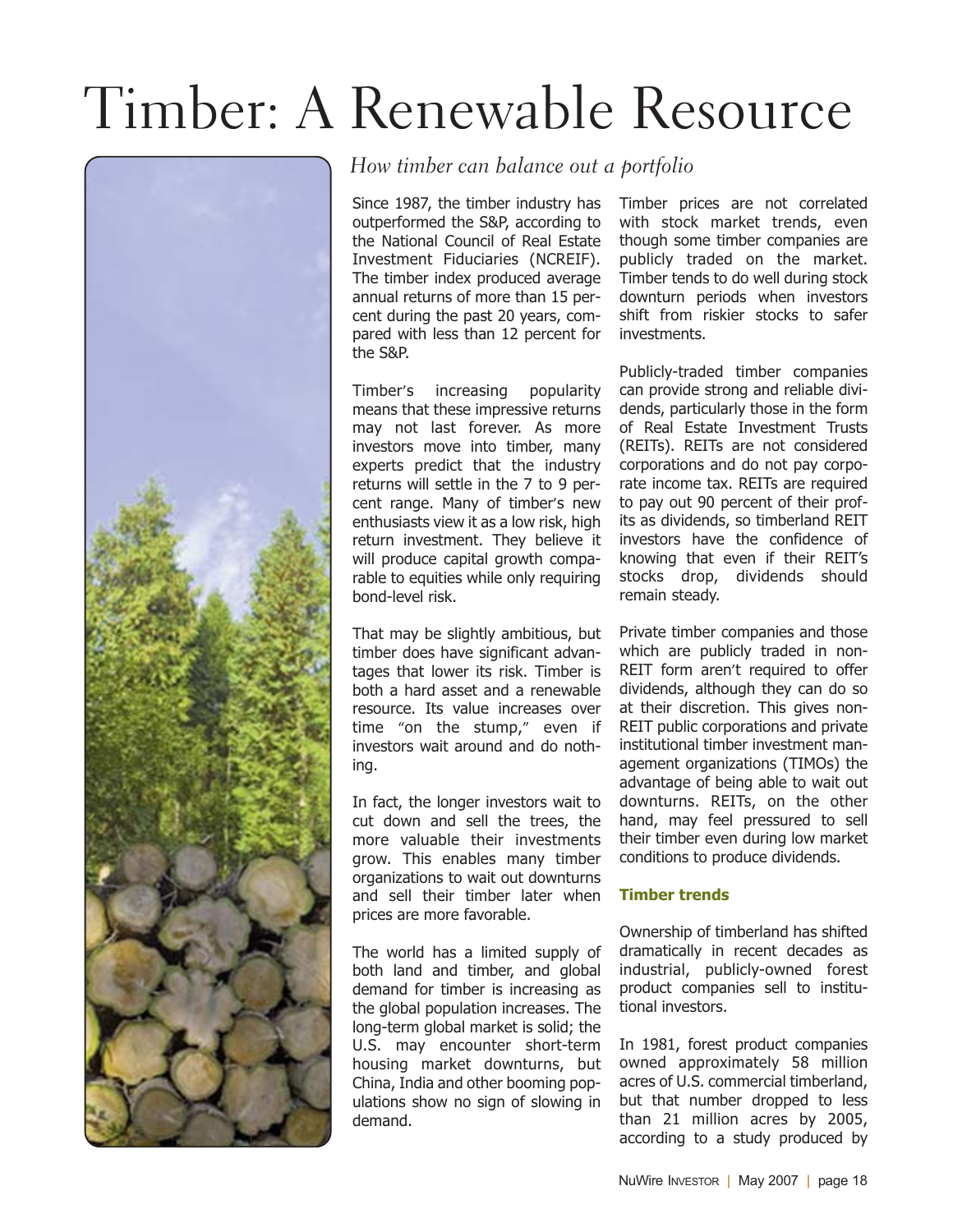# Timber: A Renewable Resource

*How timber can balance out a portfolio*

Since 1987, the timber industry has outperformed the S&P, according to the National Council of Real Estate Investment Fiduciaries (NCREIF). The timber index produced average annual returns of more than 15 percent during the past 20 years, compared with less than 12 percent for the S&P.

Timber's increasing popularity means that these impressive returns may not last forever. As more investors move into timber, many experts predict that the industry returns will settle in the 7 to 9 percent range. Many of timber's new enthusiasts view it as a low risk, high return investment. They believe it will produce capital growth comparable to equities while only requiring bond-level risk.

That may be slightly ambitious, but timber does have significant advantages that lower its risk. Timber is both a hard asset and a renewable resource. Its value increases over time "on the stump," even if investors wait around and do nothing.

In fact, the longer investors wait to cut down and sell the trees, the more valuable their investments grow. This enables many timber organizations to wait out downturns and sell their timber later when prices are more favorable.

The world has a limited supply of both land and timber, and global demand for timber is increasing as the global population increases. The long-term global market is solid; the U.S. may encounter short-term housing market downturns, but China, India and other booming populations show no sign of slowing in demand.

Timber prices are not correlated with stock market trends, even though some timber companies are publicly traded on the market. Timber tends to do well during stock downturn periods when investors shift from riskier stocks to safer investments.

Publicly-traded timber companies can provide strong and reliable dividends, particularly those in the form of Real Estate Investment Trusts (REITs). REITs are not considered corporations and do not pay corporate income tax. REITs are required to pay out 90 percent of their profits as dividends, so timberland REIT investors have the confidence of knowing that even if their REIT's stocks drop, dividends should remain steady.

Private timber companies and those which are publicly traded in non-REIT form aren't required to offer dividends, although they can do so at their discretion. This gives non-REIT public corporations and private institutional timber investment management organizations (TIMOs) the advantage of being able to wait out downturns. REITs, on the other hand, may feel pressured to sell their timber even during low market conditions to produce dividends.

**Timber trends**

Ownership of timberland has shifted dramatically in recent decades as industrial, publicly-owned forest product companies sell to institutional investors.

In 1981, forest product companies owned approximately 58 million acres of U.S. commercial timberland, but that number dropped to less than 21 million acres by 2005, according to a study produced by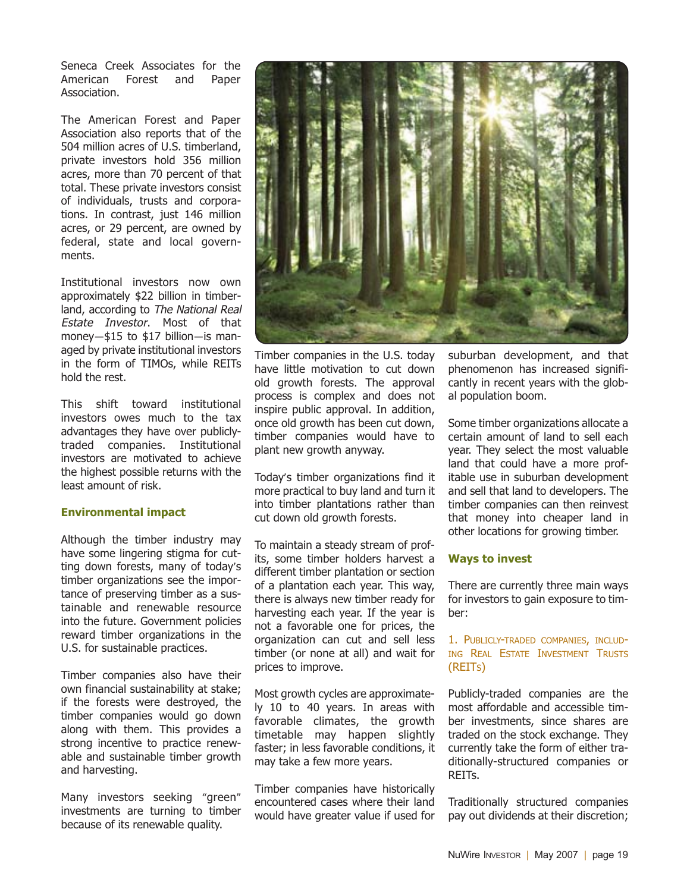Seneca Creek Associates for the American Forest and Paper Association.

The American Forest and Paper Association also reports that of the 504 million acres of U.S. timberland, private investors hold 356 million acres, more than 70 percent of that total. These private investors consist of individuals, trusts and corporations. In contrast, just 146 million acres, or 29 percent, are owned by federal, state and local governments.

Institutional investors now own approximately $22 billion in timberland, according to *The National Real Estate Investor*. Most of that money—$15 to $17 billion—is managed by private institutional investors in the form of TIMOs, while REITs hold the rest.

This shift toward institutional investors owes much to the tax advantages they have over publicly-traded companies. Institutional investors are motivated to achieve the highest possible returns with the least amount of risk.

### Environmental impact

Although the timber industry may have some lingering stigma for cutting down forests, many of today's timber organizations see the importance of preserving timber as a sustainable and renewable resource into the future. Government policies reward timber organizations in the U.S. for sustainable practices.

Timber companies also have their own financial sustainability at stake; if the forests were destroyed, the timber companies would go down along with them. This provides a strong incentive to practice renewable and sustainable timber growth and harvesting.

Many investors seeking "green" investments are turning to timber because of its renewable quality.

Timber companies in the U.S. today have little motivation to cut down old growth forests. The approval process is complex and does not inspire public approval. In addition, once old growth has been cut down, timber companies would have to plant new growth anyway.

Today's timber organizations find it more practical to buy land and turn it into timber plantations rather than cut down old growth forests.

To maintain a steady stream of profits, some timber holders harvest a different timber plantation or section of a plantation each year. This way, there is always new timber ready for harvesting each year. If the year is not a favorable one for prices, the organization can cut and sell less timber (or none at all) and wait for prices to improve.

Most growth cycles are approximately 10 to 40 years. In areas with favorable climates, the growth timetable may happen slightly faster; in less favorable conditions, it may take a few more years.

Timber companies have historically encountered cases where their land would have greater value if used for suburban development, and that phenomenon has increased significantly in recent years with the global population boom.

Some timber organizations allocate a certain amount of land to sell each year. They select the most valuable land that could have a more profitable use in suburban development and sell that land to developers. The timber companies can then reinvest that money into cheaper land in other locations for growing timber.

### Ways to invest

There are currently three main ways for investors to gain exposure to timber:

#### 1. Publicly-traded companies, including Real Estate Investment Trusts (REITs)

Publicly-traded companies are the most affordable and accessible timber investments, since shares are traded on the stock exchange. They currently take the form of either traditionally-structured companies or REITs.

Traditionally structured companies pay out dividends at their discretion;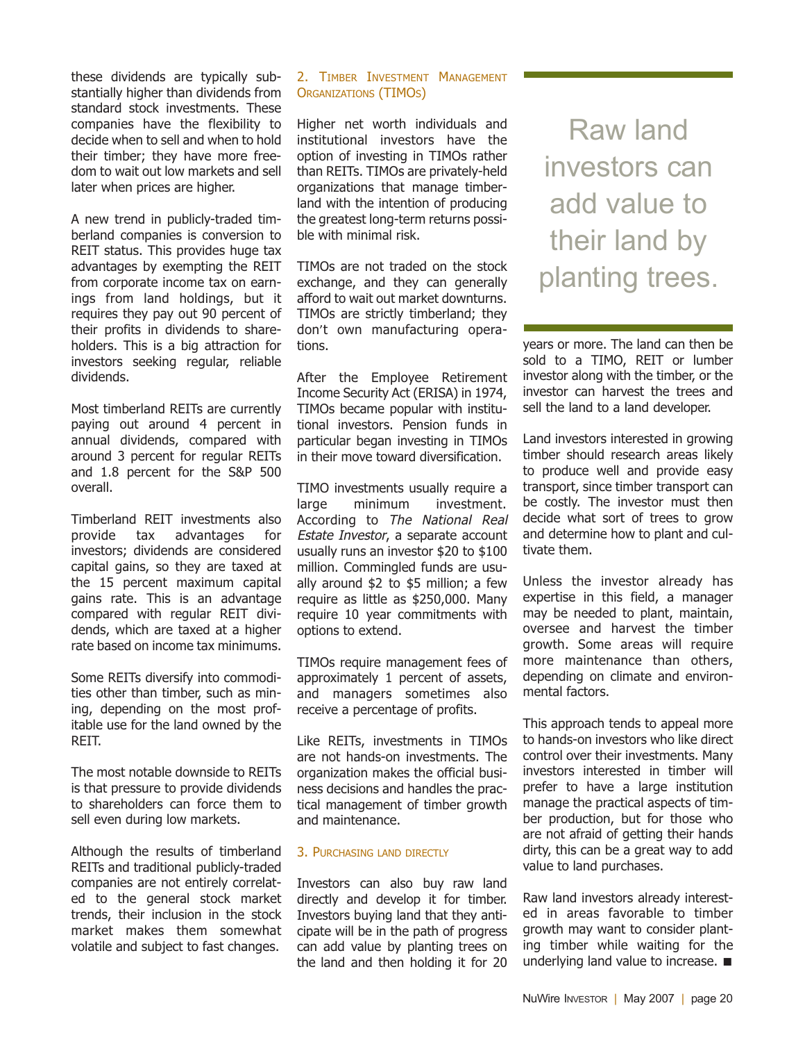these dividends are typically substantially higher than dividends from standard stock investments. These companies have the flexibility to decide when to sell and when to hold their timber; they have more freedom to wait out low markets and sell later when prices are higher.

A new trend in publicly-traded timberland companies is conversion to REIT status. This provides huge tax advantages by exempting the REIT from corporate income tax on earnings from land holdings, but it requires they pay out 90 percent of their profits in dividends to shareholders. This is a big attraction for investors seeking regular, reliable dividends.

Most timberland REITs are currently paying out around 4 percent in annual dividends, compared with around 3 percent for regular REITs and 1.8 percent for the S&P 500 overall.

Timberland REIT investments also provide tax advantages for investors; dividends are considered capital gains, so they are taxed at the 15 percent maximum capital gains rate. This is an advantage compared with regular REIT dividends, which are taxed at a higher rate based on income tax minimums.

Some REITs diversify into commodities other than timber, such as mining, depending on the most profitable use for the land owned by the REIT.

The most notable downside to REITs is that pressure to provide dividends to shareholders can force them to sell even during low markets.

Although the results of timberland REITs and traditional publicly-traded companies are not entirely correlated to the general stock market trends, their inclusion in the stock market makes them somewhat volatile and subject to fast changes.

### 2. Timber Investment Management Organizations (TIMOs)

Higher net worth individuals and institutional investors have the option of investing in TIMOs rather than REITs. TIMOs are privately-held organizations that manage timberland with the intention of producing the greatest long-term returns possible with minimal risk.

TIMOs are not traded on the stock exchange, and they can generally afford to wait out market downturns. TIMOs are strictly timberland; they don't own manufacturing operations.

After the Employee Retirement Income Security Act (ERISA) in 1974, TIMOs became popular with institutional investors. Pension funds in particular began investing in TIMOs in their move toward diversification.

TIMO investments usually require a large minimum investment. According to *The National Real Estate Investor*, a separate account usually runs an investor $20 to $100 million. Commingled funds are usually around $2 to $5 million; a few require as little as $250,000. Many require 10 year commitments with options to extend.

TIMOs require management fees of approximately 1 percent of assets, and managers sometimes also receive a percentage of profits.

Like REITs, investments in TIMOs are not hands-on investments. The organization makes the official business decisions and handles the practical management of timber growth and maintenance.

### 3. Purchasing land directly

Investors can also buy raw land directly and develop it for timber. Investors buying land that they anticipate will be in the path of progress can add value by planting trees on the land and then holding it for 20 years or more. The land can then be sold to a TIMO, REIT or lumber investor along with the timber, or the investor can harvest the trees and sell the land to a land developer.

> Raw land investors can add value to their land by planting trees.

Land investors interested in growing timber should research areas likely to produce well and provide easy transport, since timber transport can be costly. The investor must then decide what sort of trees to grow and determine how to plant and cultivate them.

Unless the investor already has expertise in this field, a manager may be needed to plant, maintain, oversee and harvest the timber growth. Some areas will require more maintenance than others, depending on climate and environmental factors.

This approach tends to appeal more to hands-on investors who like direct control over their investments. Many investors interested in timber will prefer to have a large institution manage the practical aspects of timber production, but for those who are not afraid of getting their hands dirty, this can be a great way to add value to land purchases.

Raw land investors already interested in areas favorable to timber growth may want to consider planting timber while waiting for the underlying land value to increase. ■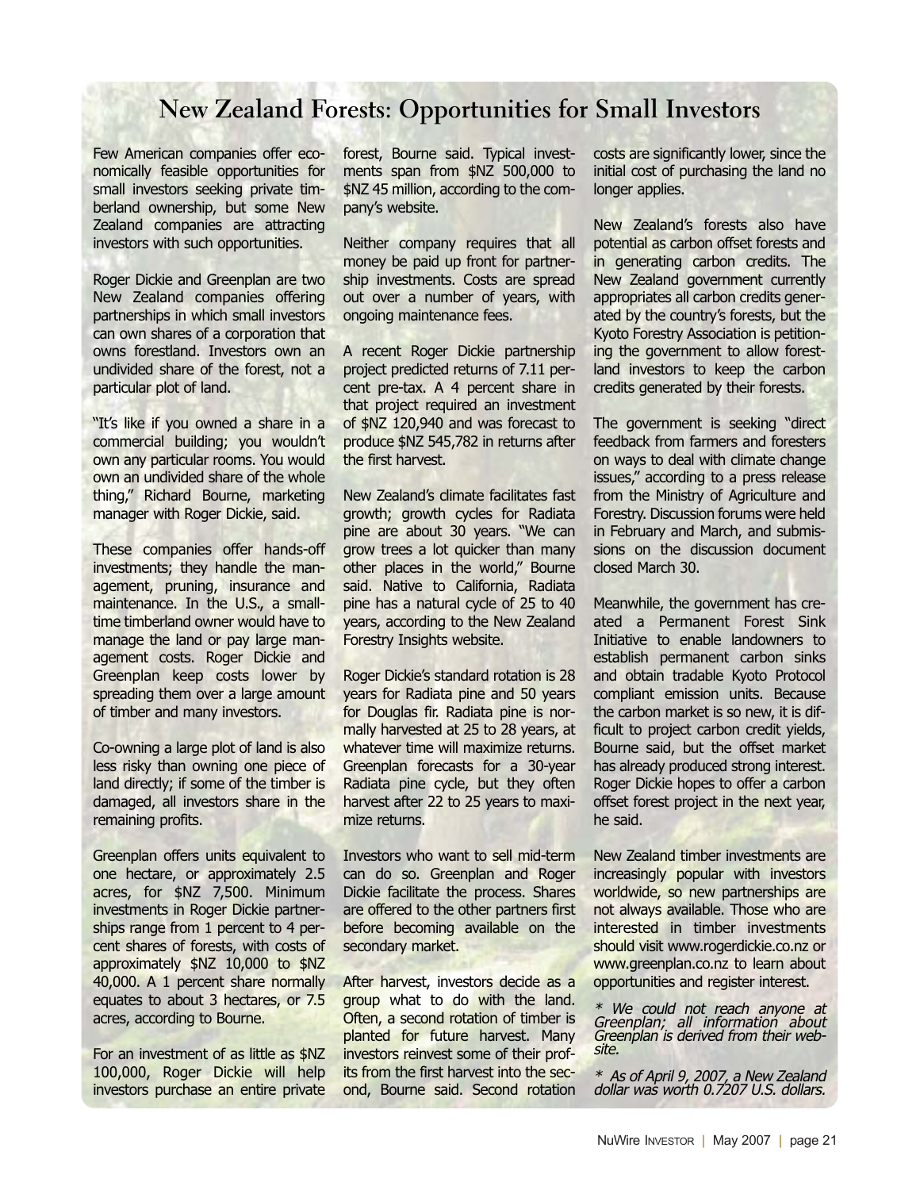# New Zealand Forests: Opportunities for Small Investors

Few American companies offer economically feasible opportunities for small investors seeking private timberland ownership, but some New Zealand companies are attracting investors with such opportunities.

Roger Dickie and Greenplan are two New Zealand companies offering partnerships in which small investors can own shares of a corporation that owns forestland. Investors own an undivided share of the forest, not a particular plot of land.

"It's like if you owned a share in a commercial building; you wouldn't own any particular rooms. You would own an undivided share of the whole thing," Richard Bourne, marketing manager with Roger Dickie, said.

These companies offer hands-off investments; they handle the management, pruning, insurance and maintenance. In the U.S., a small-time timberland owner would have to manage the land or pay large management costs. Roger Dickie and Greenplan keep costs lower by spreading them over a large amount of timber and many investors.

Co-owning a large plot of land is also less risky than owning one piece of land directly; if some of the timber is damaged, all investors share in the remaining profits.

Greenplan offers units equivalent to one hectare, or approximately 2.5 acres, for $NZ 7,500. Minimum investments in Roger Dickie partnerships range from 1 percent to 4 percent shares of forests, with costs of approximately $NZ 10,000 to $NZ 40,000. A 1 percent share normally equates to about 3 hectares, or 7.5 acres, according to Bourne.

For an investment of as little as $NZ 100,000, Roger Dickie will help investors purchase an entire private forest, Bourne said. Typical investments span from $NZ 500,000 to $NZ 45 million, according to the company's website.

Neither company requires that all money be paid up front for partnership investments. Costs are spread out over a number of years, with ongoing maintenance fees.

A recent Roger Dickie partnership project predicted returns of 7.11 percent pre-tax. A 4 percent share in that project required an investment of $NZ 120,940 and was forecast to produce $NZ 545,782 in returns after the first harvest.

New Zealand's climate facilitates fast growth; growth cycles for Radiata pine are about 30 years. "We can grow trees a lot quicker than many other places in the world," Bourne said. Native to California, Radiata pine has a natural cycle of 25 to 40 years, according to the New Zealand Forestry Insights website.

Roger Dickie's standard rotation is 28 years for Radiata pine and 50 years for Douglas fir. Radiata pine is normally harvested at 25 to 28 years, at whatever time will maximize returns. Greenplan forecasts for a 30-year Radiata pine cycle, but they often harvest after 22 to 25 years to maximize returns.

Investors who want to sell mid-term can do so. Greenplan and Roger Dickie facilitate the process. Shares are offered to the other partners first before becoming available on the secondary market.

After harvest, investors decide as a group what to do with the land. Often, a second rotation of timber is planted for future harvest. Many investors reinvest some of their profits from the first harvest into the second, Bourne said. Second rotation costs are significantly lower, since the initial cost of purchasing the land no longer applies.

New Zealand's forests also have potential as carbon offset forests and in generating carbon credits. The New Zealand government currently appropriates all carbon credits generated by the country's forests, but the Kyoto Forestry Association is petitioning the government to allow forestland investors to keep the carbon credits generated by their forests.

The government is seeking "direct feedback from farmers and foresters on ways to deal with climate change issues," according to a press release from the Ministry of Agriculture and Forestry. Discussion forums were held in February and March, and submissions on the discussion document closed March 30.

Meanwhile, the government has created a Permanent Forest Sink Initiative to enable landowners to establish permanent carbon sinks and obtain tradable Kyoto Protocol compliant emission units. Because the carbon market is so new, it is difficult to project carbon credit yields, Bourne said, but the offset market has already produced strong interest. Roger Dickie hopes to offer a carbon offset forest project in the next year, he said.

New Zealand timber investments are increasingly popular with investors worldwide, so new partnerships are not always available. Those who are interested in timber investments should visit www.rogerdickie.co.nz or www.greenplan.co.nz to learn about opportunities and register interest.

*\* We could not reach anyone at Greenplan; all information about Greenplan is derived from their website.*

*\* As of April 9, 2007, a New Zealand dollar was worth 0.7207 U.S. dollars.*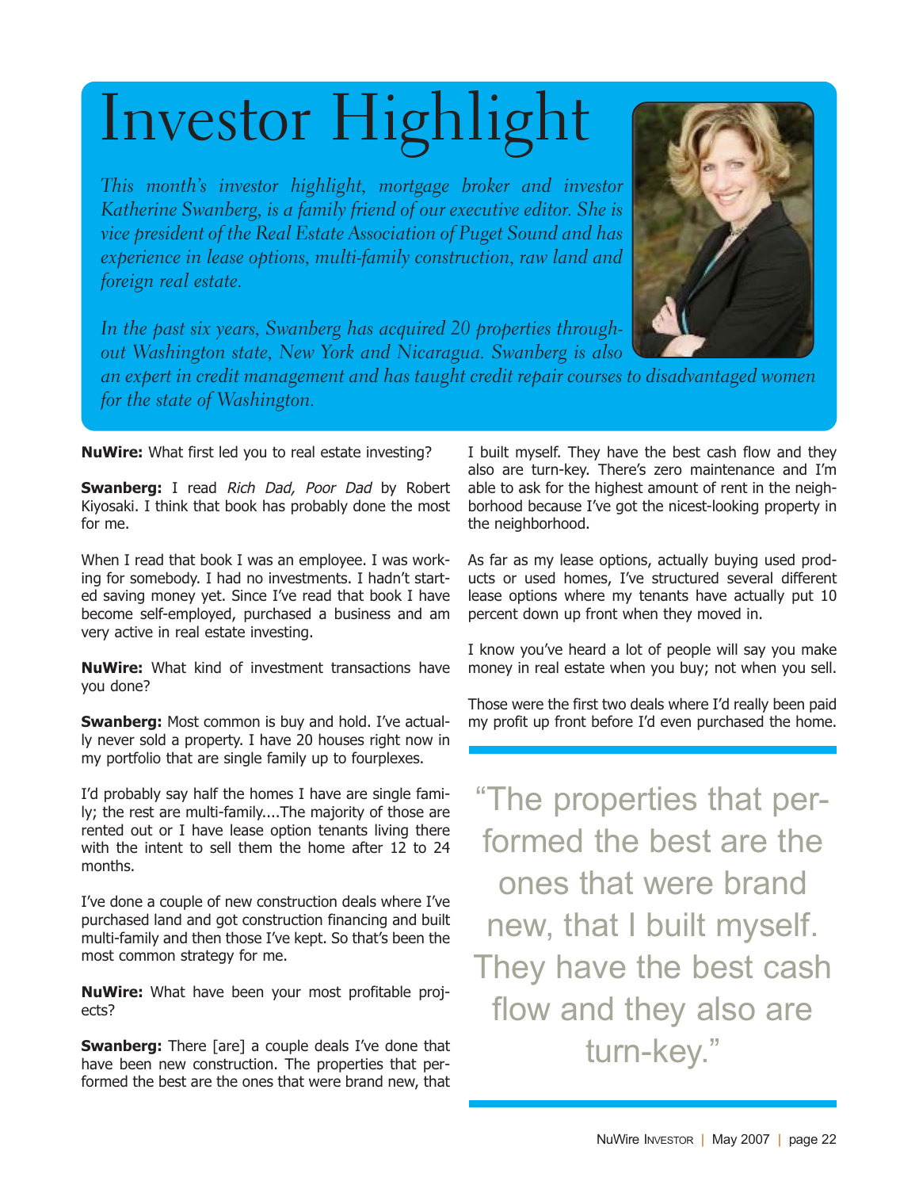# Investor Highlight

*This month's investor highlight, mortgage broker and investor Katherine Swanberg, is a family friend of our executive editor. She is vice president of the Real Estate Association of Puget Sound and has experience in lease options, multi-family construction, raw land and foreign real estate.*

*In the past six years, Swanberg has acquired 20 properties throughout Washington state, New York and Nicaragua. Swanberg is also an expert in credit management and has taught credit repair courses to disadvantaged women for the state of Washington.*

**NuWire:** What first led you to real estate investing?

**Swanberg:** I read *Rich Dad, Poor Dad* by Robert Kiyosaki. I think that book has probably done the most for me.

When I read that book I was an employee. I was working for somebody. I had no investments. I hadn't started saving money yet. Since I've read that book I have become self-employed, purchased a business and am very active in real estate investing.

**NuWire:** What kind of investment transactions have you done?

**Swanberg:** Most common is buy and hold. I've actually never sold a property. I have 20 houses right now in my portfolio that are single family up to fourplexes.

I'd probably say half the homes I have are single family; the rest are multi-family....The majority of those are rented out or I have lease option tenants living there with the intent to sell them the home after 12 to 24 months.

I've done a couple of new construction deals where I've purchased land and got construction financing and built multi-family and then those I've kept. So that's been the most common strategy for me.

**NuWire:** What have been your most profitable projects?

**Swanberg:** There [are] a couple deals I've done that have been new construction. The properties that performed the best are the ones that were brand new, that I built myself. They have the best cash flow and they also are turn-key. There's zero maintenance and I'm able to ask for the highest amount of rent in the neighborhood because I've got the nicest-looking property in the neighborhood.

As far as my lease options, actually buying used products or used homes, I've structured several different lease options where my tenants have actually put 10 percent down up front when they moved in.

I know you've heard a lot of people will say you make money in real estate when you buy; not when you sell.

Those were the first two deals where I'd really been paid my profit up front before I'd even purchased the home.

> "The properties that performed the best are the ones that were brand new, that I built myself. They have the best cash flow and they also are turn-key."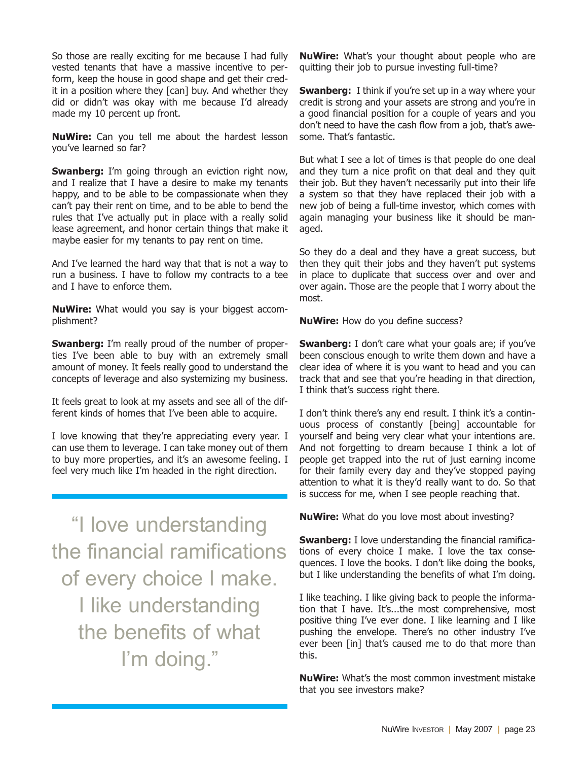So those are really exciting for me because I had fully vested tenants that have a massive incentive to perform, keep the house in good shape and get their credit in a position where they [can] buy. And whether they did or didn't was okay with me because I'd already made my 10 percent up front.

**NuWire:** Can you tell me about the hardest lesson you've learned so far?

**Swanberg:** I'm going through an eviction right now, and I realize that I have a desire to make my tenants happy, and to be able to be compassionate when they can't pay their rent on time, and to be able to bend the rules that I've actually put in place with a really solid lease agreement, and honor certain things that make it maybe easier for my tenants to pay rent on time.

And I've learned the hard way that that is not a way to run a business. I have to follow my contracts to a tee and I have to enforce them.

**NuWire:** What would you say is your biggest accomplishment?

**Swanberg:** I'm really proud of the number of properties I've been able to buy with an extremely small amount of money. It feels really good to understand the concepts of leverage and also systemizing my business.

It feels great to look at my assets and see all of the different kinds of homes that I've been able to acquire.

I love knowing that they're appreciating every year. I can use them to leverage. I can take money out of them to buy more properties, and it's an awesome feeling. I feel very much like I'm headed in the right direction.

> "I love understanding the financial ramifications of every choice I make. I like understanding the benefits of what I'm doing."

**NuWire:** What's your thought about people who are quitting their job to pursue investing full-time?

**Swanberg:** I think if you're set up in a way where your credit is strong and your assets are strong and you're in a good financial position for a couple of years and you don't need to have the cash flow from a job, that's awesome. That's fantastic.

But what I see a lot of times is that people do one deal and they turn a nice profit on that deal and they quit their job. But they haven't necessarily put into their life a system so that they have replaced their job with a new job of being a full-time investor, which comes with again managing your business like it should be managed.

So they do a deal and they have a great success, but then they quit their jobs and they haven't put systems in place to duplicate that success over and over and over again. Those are the people that I worry about the most.

**NuWire:** How do you define success?

**Swanberg:** I don't care what your goals are; if you've been conscious enough to write them down and have a clear idea of where it is you want to head and you can track that and see that you're heading in that direction, I think that's success right there.

I don't think there's any end result. I think it's a continuous process of constantly [being] accountable for yourself and being very clear what your intentions are. And not forgetting to dream because I think a lot of people get trapped into the rut of just earning income for their family every day and they've stopped paying attention to what it is they'd really want to do. So that is success for me, when I see people reaching that.

**NuWire:** What do you love most about investing?

**Swanberg:** I love understanding the financial ramifications of every choice I make. I love the tax consequences. I love the books. I don't like doing the books, but I like understanding the benefits of what I'm doing.

I like teaching. I like giving back to people the information that I have. It's...the most comprehensive, most positive thing I've ever done. I like learning and I like pushing the envelope. There's no other industry I've ever been [in] that's caused me to do that more than this.

**NuWire:** What's the most common investment mistake that you see investors make?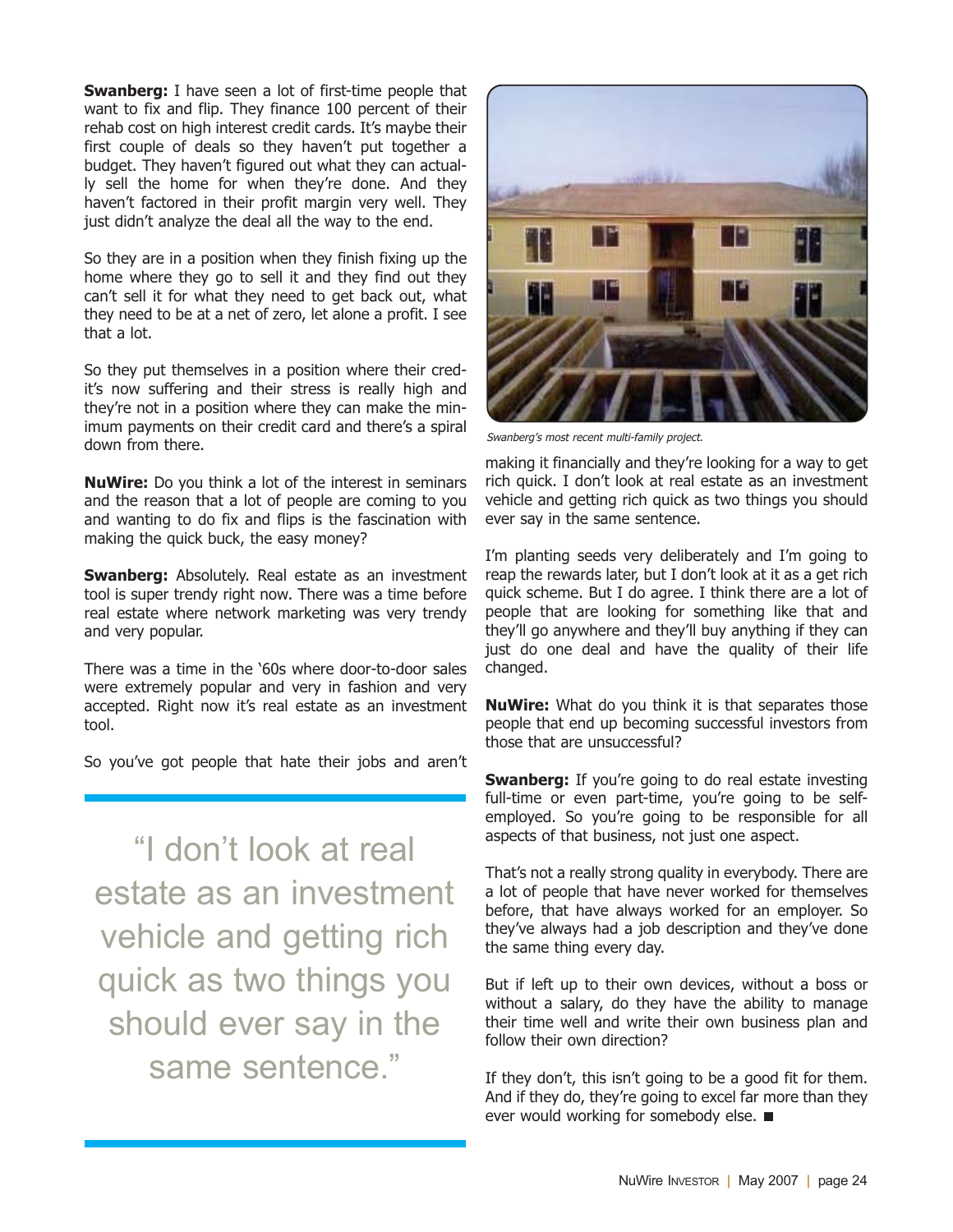**Swanberg:** I have seen a lot of first-time people that want to fix and flip. They finance 100 percent of their rehab cost on high interest credit cards. It's maybe their first couple of deals so they haven't put together a budget. They haven't figured out what they can actually sell the home for when they're done. And they haven't factored in their profit margin very well. They just didn't analyze the deal all the way to the end.

So they are in a position when they finish fixing up the home where they go to sell it and they find out they can't sell it for what they need to get back out, what they need to be at a net of zero, let alone a profit. I see that a lot.

So they put themselves in a position where their credit's now suffering and their stress is really high and they're not in a position where they can make the minimum payments on their credit card and there's a spiral down from there.

**NuWire:** Do you think a lot of the interest in seminars and the reason that a lot of people are coming to you and wanting to do fix and flips is the fascination with making the quick buck, the easy money?

**Swanberg:** Absolutely. Real estate as an investment tool is super trendy right now. There was a time before real estate where network marketing was very trendy and very popular.

There was a time in the '60s where door-to-door sales were extremely popular and very in fashion and very accepted. Right now it's real estate as an investment tool.

So you've got people that hate their jobs and aren't making it financially and they're looking for a way to get rich quick. I don't look at real estate as an investment vehicle and getting rich quick as two things you should ever say in the same sentence.

I'm planting seeds very deliberately and I'm going to reap the rewards later, but I don't look at it as a get rich quick scheme. But I do agree. I think there are a lot of people that are looking for something like that and they'll go anywhere and they'll buy anything if they can just do one deal and have the quality of their life changed.

> "I don't look at real estate as an investment vehicle and getting rich quick as two things you should ever say in the same sentence."

*Swanberg's most recent multi-family project.*

**NuWire:** What do you think it is that separates those people that end up becoming successful investors from those that are unsuccessful?

**Swanberg:** If you're going to do real estate investing full-time or even part-time, you're going to be self-employed. So you're going to be responsible for all aspects of that business, not just one aspect.

That's not a really strong quality in everybody. There are a lot of people that have never worked for themselves before, that have always worked for an employer. So they've always had a job description and they've done the same thing every day.

But if left up to their own devices, without a boss or without a salary, do they have the ability to manage their time well and write their own business plan and follow their own direction?

If they don't, this isn't going to be a good fit for them. And if they do, they're going to excel far more than they ever would working for somebody else. ■